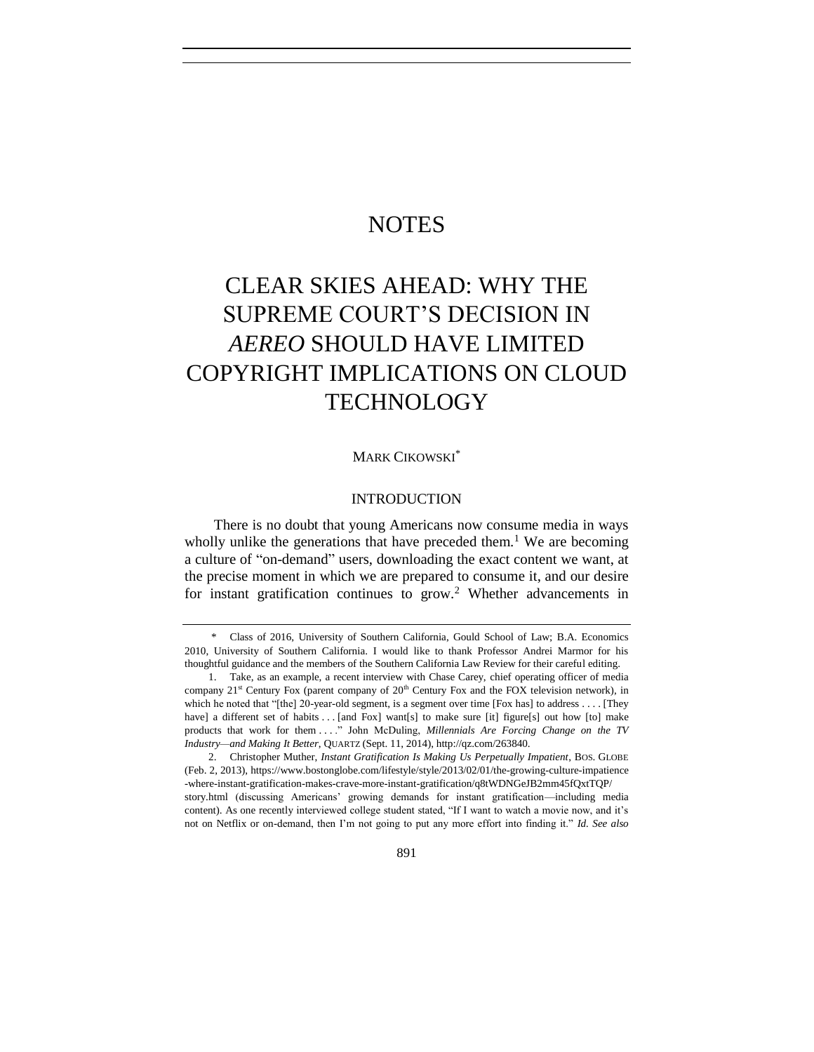# NOTES

# CLEAR SKIES AHEAD: WHY THE SUPREME COURT'S DECISION IN *AEREO* SHOULD HAVE LIMITED COPYRIGHT IMPLICATIONS ON CLOUD TECHNOLOGY

MARK CIKOWSKI*

## INTRODUCTION

There is no doubt that young Americans now consume media in ways wholly unlike the generations that have preceded them.[1] We are becoming a culture of "on-demand" users, downloading the exact content we want, at the precise moment in which we are prepared to consume it, and our desire for instant gratification continues to grow.[2] Whether advancements in

---

\* Class of 2016, University of Southern California, Gould School of Law; B.A. Economics 2010, University of Southern California. I would like to thank Professor Andrei Marmor for his thoughtful guidance and the members of the Southern California Law Review for their careful editing.

1. Take, as an example, a recent interview with Chase Carey, chief operating officer of media company 21st Century Fox (parent company of 20th Century Fox and the FOX television network), in which he noted that "[the] 20-year-old segment, is a segment over time [Fox has] to address . . . . [They have] a different set of habits . . . [and Fox] want[s] to make sure [it] figure[s] out how [to] make products that work for them . . . ." John McDuling, *Millennials Are Forcing Change on the TV Industry—and Making It Better*, QUARTZ (Sept. 11, 2014), http://qz.com/263840.

2. Christopher Muther, *Instant Gratification Is Making Us Perpetually Impatient*, BOS. GLOBE (Feb. 2, 2013), https://www.bostonglobe.com/lifestyle/style/2013/02/01/the-growing-culture-impatience-where-instant-gratification-makes-crave-more-instant-gratification/q8tWDNGeJB2mm45fQxtTQP/story.html (discussing Americans' growing demands for instant gratification—including media content). As one recently interviewed college student stated, "If I want to watch a movie now, and it's not on Netflix or on-demand, then I'm not going to put any more effort into finding it." *Id. See also*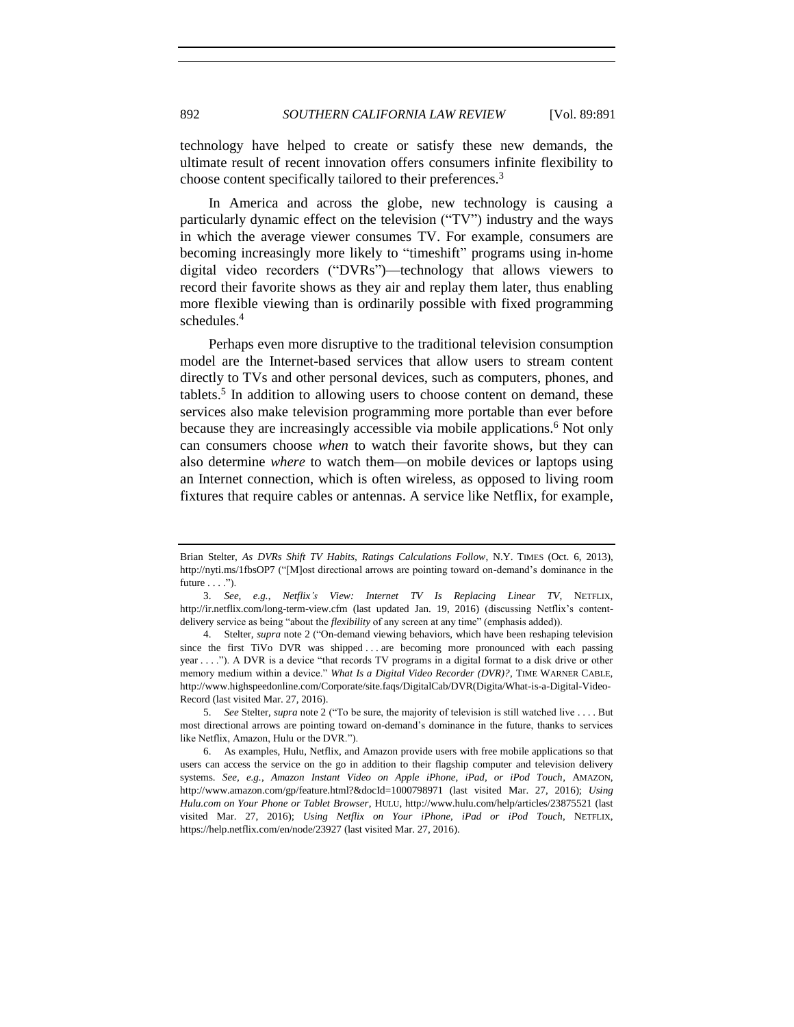technology have helped to create or satisfy these new demands, the ultimate result of recent innovation offers consumers infinite flexibility to choose content specifically tailored to their preferences.[3]

In America and across the globe, new technology is causing a particularly dynamic effect on the television ("TV") industry and the ways in which the average viewer consumes TV. For example, consumers are becoming increasingly more likely to "timeshift" programs using in-home digital video recorders ("DVRs")—technology that allows viewers to record their favorite shows as they air and replay them later, thus enabling more flexible viewing than is ordinarily possible with fixed programming schedules.[4]

Perhaps even more disruptive to the traditional television consumption model are the Internet-based services that allow users to stream content directly to TVs and other personal devices, such as computers, phones, and tablets.[5] In addition to allowing users to choose content on demand, these services also make television programming more portable than ever before because they are increasingly accessible via mobile applications.[6] Not only can consumers choose *when* to watch their favorite shows, but they can also determine *where* to watch them—on mobile devices or laptops using an Internet connection, which is often wireless, as opposed to living room fixtures that require cables or antennas. A service like Netflix, for example,

---

Brian Stelter, *As DVRs Shift TV Habits, Ratings Calculations Follow*, N.Y. TIMES (Oct. 6, 2013), http://nyti.ms/1fbsOP7 ("[M]ost directional arrows are pointing toward on-demand's dominance in the future . . . .").

3. *See, e.g.*, *Netflix's View: Internet TV Is Replacing Linear TV*, NETFLIX, http://ir.netflix.com/long-term-view.cfm (last updated Jan. 19, 2016) (discussing Netflix's content-delivery service as being "about the *flexibility* of any screen at any time" (emphasis added)).

4. Stelter, *supra* note 2 ("On-demand viewing behaviors, which have been reshaping television since the first TiVo DVR was shipped . . . are becoming more pronounced with each passing year . . . ."). A DVR is a device "that records TV programs in a digital format to a disk drive or other memory medium within a device." *What Is a Digital Video Recorder (DVR)?*, TIME WARNER CABLE, http://www.highspeedonline.com/Corporate/site.faqs/DigitalCab/DVR(Digita/What-is-a-Digital-Video-Record (last visited Mar. 27, 2016).

5. *See* Stelter, *supra* note 2 ("To be sure, the majority of television is still watched live . . . . But most directional arrows are pointing toward on-demand's dominance in the future, thanks to services like Netflix, Amazon, Hulu or the DVR.").

6. As examples, Hulu, Netflix, and Amazon provide users with free mobile applications so that users can access the service on the go in addition to their flagship computer and television delivery systems. *See, e.g.*, *Amazon Instant Video on Apple iPhone, iPad, or iPod Touch*, AMAZON, http://www.amazon.com/gp/feature.html?&docId=1000798971 (last visited Mar. 27, 2016); *Using Hulu.com on Your Phone or Tablet Browser*, HULU, http://www.hulu.com/help/articles/23875521 (last visited Mar. 27, 2016); *Using Netflix on Your iPhone, iPad or iPod Touch*, NETFLIX, https://help.netflix.com/en/node/23927 (last visited Mar. 27, 2016).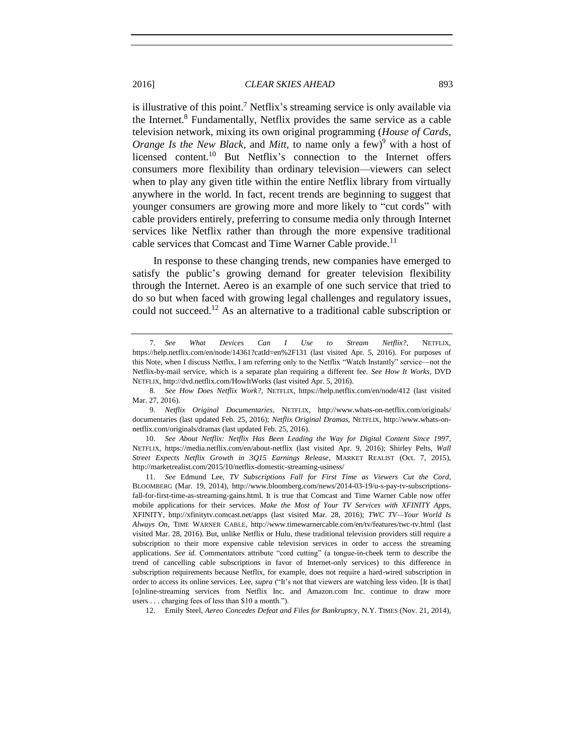is illustrative of this point.[7] Netflix's streaming service is only available via the Internet.[8] Fundamentally, Netflix provides the same service as a cable television network, mixing its own original programming (*House of Cards*, *Orange Is the New Black*, and *Mitt*, to name only a few)[9] with a host of licensed content.[10] But Netflix's connection to the Internet offers consumers more flexibility than ordinary television—viewers can select when to play any given title within the entire Netflix library from virtually anywhere in the world. In fact, recent trends are beginning to suggest that younger consumers are growing more and more likely to "cut cords" with cable providers entirely, preferring to consume media only through Internet services like Netflix rather than through the more expensive traditional cable services that Comcast and Time Warner Cable provide.[11]

In response to these changing trends, new companies have emerged to satisfy the public's growing demand for greater television flexibility through the Internet. Aereo is an example of one such service that tried to do so but when faced with growing legal challenges and regulatory issues, could not succeed.[12] As an alternative to a traditional cable subscription or

---

7. *See What Devices Can I Use to Stream Netflix?*, NETFLIX, https://help.netflix.com/en/node/14361?catId=en%2F131 (last visited Apr. 5, 2016). For purposes of this Note, when I discuss Netflix, I am referring only to the Netflix "Watch Instantly" service—not the Netflix-by-mail service, which is a separate plan requiring a different fee. *See How It Works*, DVD NETFLIX, http://dvd.netflix.com/HowItWorks (last visited Apr. 5, 2016).

8. *See How Does Netflix Work?*, NETFLIX, https://help.netflix.com/en/node/412 (last visited Mar. 27, 2016).

9. *Netflix Original Documentaries*, NETFLIX, http://www.whats-on-netflix.com/originals/documentaries (last updated Feb. 25, 2016); *Netflix Original Dramas*, NETFLIX, http://www.whats-on-netflix.com/originals/dramas (last updated Feb. 25, 2016).

10. *See About Netflix: Netflix Has Been Leading the Way for Digital Content Since 1997*, NETFLIX, https://media.netflix.com/en/about-netflix (last visited Apr. 9, 2016); Shirley Pelts, *Wall Street Expects Netflix Growth in 3Q15 Earnings Release*, MARKET REALIST (Oct. 7, 2015), http://marketrealist.com/2015/10/netflix-domestic-streaming-usiness/

11. *See* Edmund Lee, *TV Subscriptions Fall for First Time as Viewers Cut the Cord*, BLOOMBERG (Mar. 19, 2014), http://www.bloomberg.com/news/2014-03-19/u-s-pay-tv-subscriptions-fall-for-first-time-as-streaming-gains.html. It is true that Comcast and Time Warner Cable now offer mobile applications for their services. *Make the Most of Your TV Services with XFINITY Apps*, XFINITY, http://xfinitytv.comcast.net/apps (last visited Mar. 28, 2016); *TWC TV—Your World Is Always On*, TIME WARNER CABLE, http://www.timewarnercable.com/en/tv/features/twc-tv.html (last visited Mar. 28, 2016). But, unlike Netflix or Hulu, these traditional television providers still require a subscription to their more expensive cable television services in order to access the streaming applications. *See id.* Commentators attribute "cord cutting" (a tongue-in-cheek term to describe the trend of cancelling cable subscriptions in favor of Internet-only services) to this difference in subscription requirements because Netflix, for example, does not require a hard-wired subscription in order to access its online services. Lee, *supra* ("It's not that viewers are watching less video. [It is that] [o]nline-streaming services from Netflix Inc. and Amazon.com Inc. continue to draw more users . . . charging fees of less than $10 a month.").

12. Emily Steel, *Aereo Concedes Defeat and Files for Bankruptcy*, N.Y. TIMES (Nov. 21, 2014),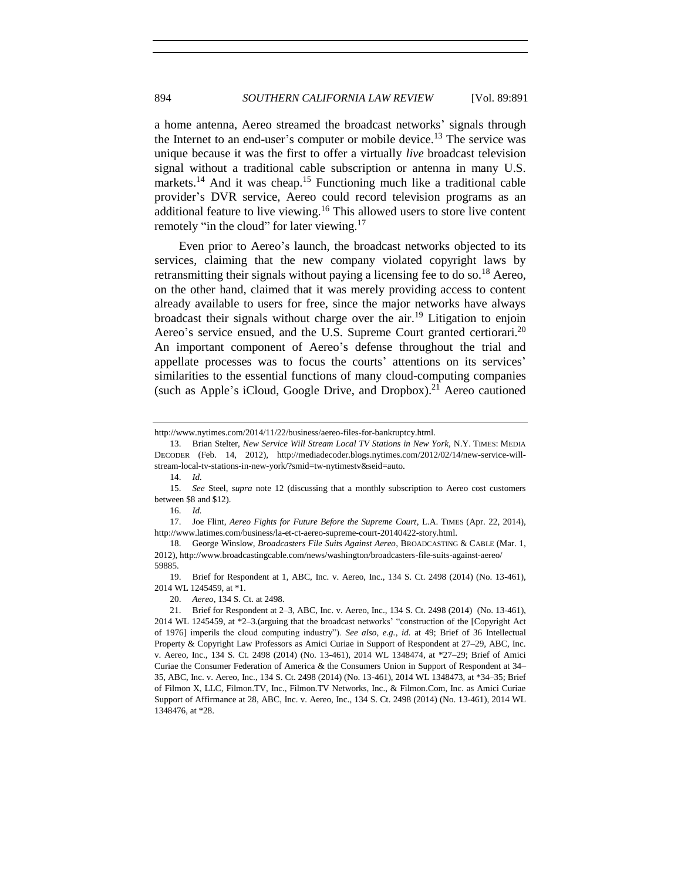a home antenna, Aereo streamed the broadcast networks' signals through the Internet to an end-user's computer or mobile device.[13] The service was unique because it was the first to offer a virtually *live* broadcast television signal without a traditional cable subscription or antenna in many U.S. markets.[14] And it was cheap.[15] Functioning much like a traditional cable provider's DVR service, Aereo could record television programs as an additional feature to live viewing.[16] This allowed users to store live content remotely "in the cloud" for later viewing.[17]

Even prior to Aereo's launch, the broadcast networks objected to its services, claiming that the new company violated copyright laws by retransmitting their signals without paying a licensing fee to do so.[18] Aereo, on the other hand, claimed that it was merely providing access to content already available to users for free, since the major networks have always broadcast their signals without charge over the air.[19] Litigation to enjoin Aereo's service ensued, and the U.S. Supreme Court granted certiorari.[20] An important component of Aereo's defense throughout the trial and appellate processes was to focus the courts' attentions on its services' similarities to the essential functions of many cloud-computing companies (such as Apple's iCloud, Google Drive, and Dropbox).[21] Aereo cautioned

---

http://www.nytimes.com/2014/11/22/business/aereo-files-for-bankruptcy.html.

13. Brian Stelter, *New Service Will Stream Local TV Stations in New York*, N.Y. TIMES: MEDIA DECODER (Feb. 14, 2012), http://mediadecoder.blogs.nytimes.com/2012/02/14/new-service-will-stream-local-tv-stations-in-new-york/?smid=tw-nytimestv&seid=auto.

14. *Id.*

15. *See* Steel, *supra* note 12 (discussing that a monthly subscription to Aereo cost customers between $8 and $12).

16. *Id.*

17. Joe Flint, *Aereo Fights for Future Before the Supreme Court*, L.A. TIMES (Apr. 22, 2014), http://www.latimes.com/business/la-et-ct-aereo-supreme-court-20140422-story.html.

18. George Winslow, *Broadcasters File Suits Against Aereo*, BROADCASTING & CABLE (Mar. 1, 2012), http://www.broadcastingcable.com/news/washington/broadcasters-file-suits-against-aereo/59885.

19. Brief for Respondent at 1, ABC, Inc. v. Aereo, Inc., 134 S. Ct. 2498 (2014) (No. 13-461), 2014 WL 1245459, at *1.

20. *Aereo*, 134 S. Ct. at 2498.

21. Brief for Respondent at 2–3, ABC, Inc. v. Aereo, Inc., 134 S. Ct. 2498 (2014) (No. 13-461), 2014 WL 1245459, at *2–3.(arguing that the broadcast networks' "construction of the [Copyright Act of 1976] imperils the cloud computing industry"). *See also, e.g.*, *id.* at 49; Brief of 36 Intellectual Property & Copyright Law Professors as Amici Curiae in Support of Respondent at 27–29, ABC, Inc. v. Aereo, Inc., 134 S. Ct. 2498 (2014) (No. 13-461), 2014 WL 1348474, at *27–29; Brief of Amici Curiae the Consumer Federation of America & the Consumers Union in Support of Respondent at 34–35, ABC, Inc. v. Aereo, Inc., 134 S. Ct. 2498 (2014) (No. 13-461), 2014 WL 1348473, at *34–35; Brief of Filmon X, LLC, Filmon.TV, Inc., Filmon.TV Networks, Inc., & Filmon.Com, Inc. as Amici Curiae Support of Affirmance at 28, ABC, Inc. v. Aereo, Inc., 134 S. Ct. 2498 (2014) (No. 13-461), 2014 WL 1348476, at *28.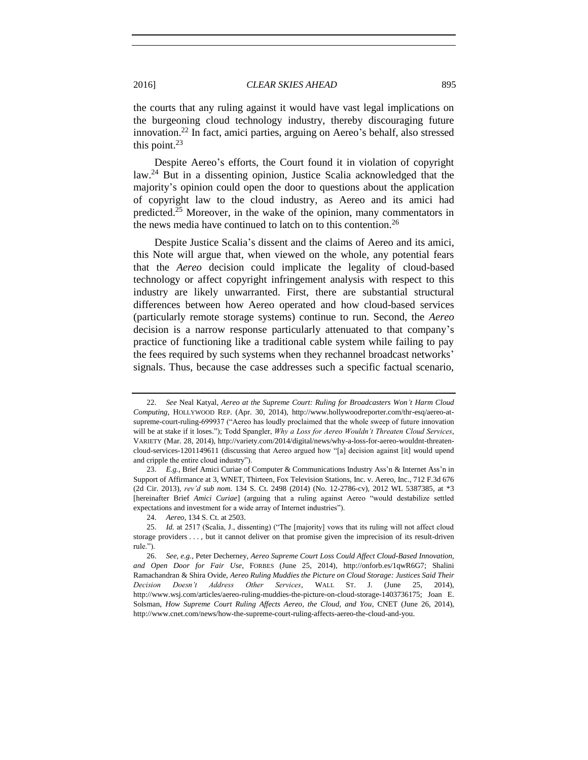the courts that any ruling against it would have vast legal implications on the burgeoning cloud technology industry, thereby discouraging future innovation.[22] In fact, amici parties, arguing on Aereo's behalf, also stressed this point.[23]

Despite Aereo's efforts, the Court found it in violation of copyright law.[24] But in a dissenting opinion, Justice Scalia acknowledged that the majority's opinion could open the door to questions about the application of copyright law to the cloud industry, as Aereo and its amici had predicted.[25] Moreover, in the wake of the opinion, many commentators in the news media have continued to latch on to this contention.[26]

Despite Justice Scalia's dissent and the claims of Aereo and its amici, this Note will argue that, when viewed on the whole, any potential fears that the *Aereo* decision could implicate the legality of cloud-based technology or affect copyright infringement analysis with respect to this industry are likely unwarranted. First, there are substantial structural differences between how Aereo operated and how cloud-based services (particularly remote storage systems) continue to run. Second, the *Aereo* decision is a narrow response particularly attenuated to that company's practice of functioning like a traditional cable system while failing to pay the fees required by such systems when they rechannel broadcast networks' signals. Thus, because the case addresses such a specific factual scenario,

---

22. *See* Neal Katyal, *Aereo at the Supreme Court: Ruling for Broadcasters Won't Harm Cloud Computing*, HOLLYWOOD REP. (Apr. 30, 2014), http://www.hollywoodreporter.com/thr-esq/aereo-at-supreme-court-ruling-699937 ("Aereo has loudly proclaimed that the whole sweep of future innovation will be at stake if it loses."); Todd Spangler, *Why a Loss for Aereo Wouldn't Threaten Cloud Services*, VARIETY (Mar. 28, 2014), http://variety.com/2014/digital/news/why-a-loss-for-aereo-wouldnt-threaten-cloud-services-1201149611 (discussing that Aereo argued how "[a] decision against [it] would upend and cripple the entire cloud industry").

23. *E.g.*, Brief Amici Curiae of Computer & Communications Industry Ass'n & Internet Ass'n in Support of Affirmance at 3, WNET, Thirteen, Fox Television Stations, Inc. v. Aereo, Inc., 712 F.3d 676 (2d Cir. 2013), *rev'd sub nom.* 134 S. Ct. 2498 (2014) (No. 12-2786-cv), 2012 WL 5387385, at *3 [hereinafter Brief *Amici Curiae*] (arguing that a ruling against Aereo "would destabilize settled expectations and investment for a wide array of Internet industries").

24. *Aereo*, 134 S. Ct. at 2503.

25. *Id.* at 2517 (Scalia, J., dissenting) ("The [majority] vows that its ruling will not affect cloud storage providers . . . , but it cannot deliver on that promise given the imprecision of its result-driven rule.").

26. *See, e.g.*, Peter Decherney, *Aereo Supreme Court Loss Could Affect Cloud-Based Innovation, and Open Door for Fair Use*, FORBES (June 25, 2014), http://onforb.es/1qwR6G7; Shalini Ramachandran & Shira Ovide, *Aereo Ruling Muddies the Picture on Cloud Storage: Justices Said Their Decision Doesn't Address Other Services*, WALL ST. J. (June 25, 2014), http://www.wsj.com/articles/aereo-ruling-muddies-the-picture-on-cloud-storage-1403736175; Joan E. Solsman, *How Supreme Court Ruling Affects Aereo, the Cloud, and You*, CNET (June 26, 2014), http://www.cnet.com/news/how-the-supreme-court-ruling-affects-aereo-the-cloud-and-you.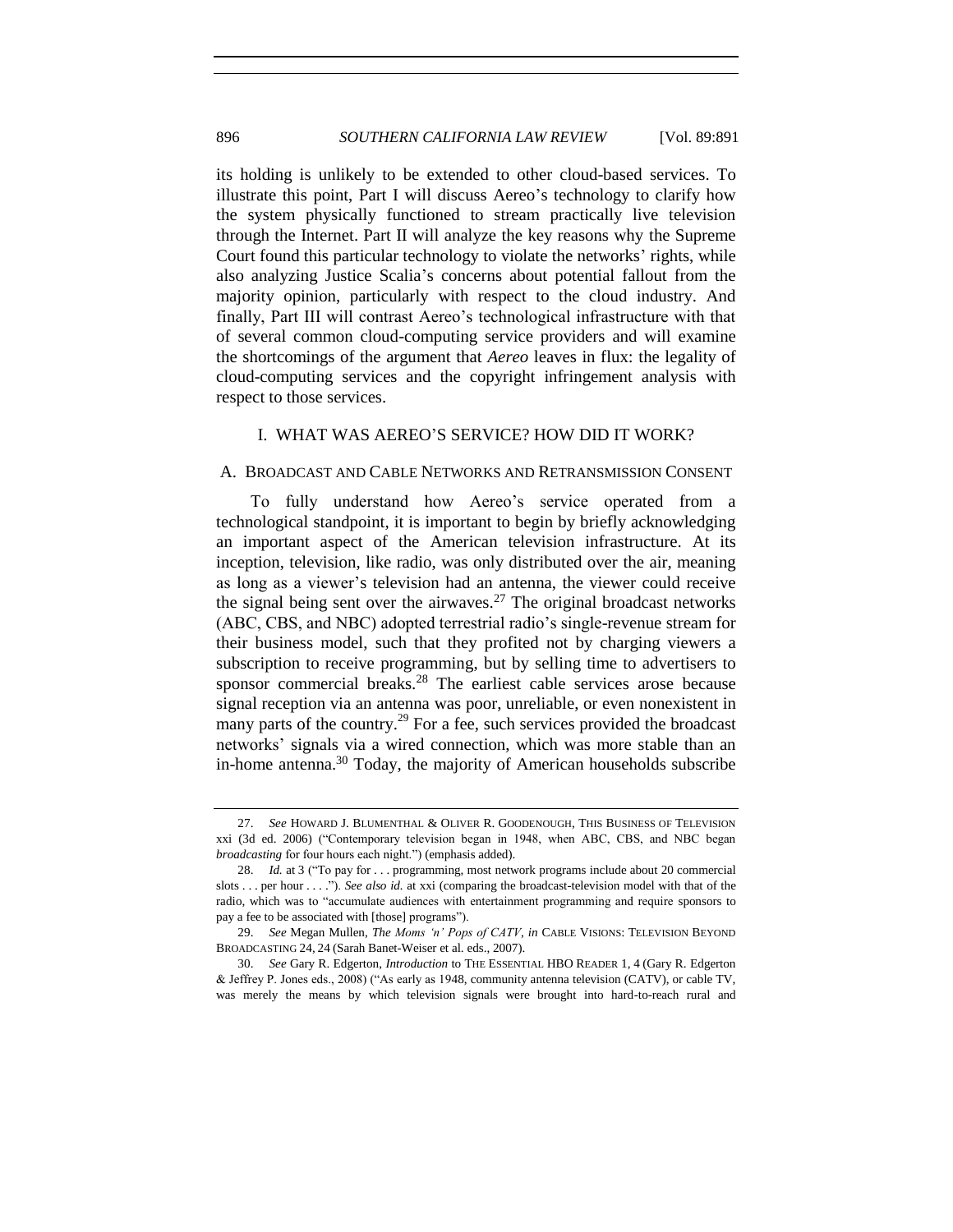its holding is unlikely to be extended to other cloud-based services. To illustrate this point, Part I will discuss Aereo's technology to clarify how the system physically functioned to stream practically live television through the Internet. Part II will analyze the key reasons why the Supreme Court found this particular technology to violate the networks' rights, while also analyzing Justice Scalia's concerns about potential fallout from the majority opinion, particularly with respect to the cloud industry. And finally, Part III will contrast Aereo's technological infrastructure with that of several common cloud-computing service providers and will examine the shortcomings of the argument that *Aereo* leaves in flux: the legality of cloud-computing services and the copyright infringement analysis with respect to those services.

## I. WHAT WAS AEREO'S SERVICE? HOW DID IT WORK?

### A. BROADCAST AND CABLE NETWORKS AND RETRANSMISSION CONSENT

To fully understand how Aereo's service operated from a technological standpoint, it is important to begin by briefly acknowledging an important aspect of the American television infrastructure. At its inception, television, like radio, was only distributed over the air, meaning as long as a viewer's television had an antenna, the viewer could receive the signal being sent over the airwaves.[27] The original broadcast networks (ABC, CBS, and NBC) adopted terrestrial radio's single-revenue stream for their business model, such that they profited not by charging viewers a subscription to receive programming, but by selling time to advertisers to sponsor commercial breaks.[28] The earliest cable services arose because signal reception via an antenna was poor, unreliable, or even nonexistent in many parts of the country.[29] For a fee, such services provided the broadcast networks' signals via a wired connection, which was more stable than an in-home antenna.[30] Today, the majority of American households subscribe

---

27. *See* HOWARD J. BLUMENTHAL & OLIVER R. GOODENOUGH, THIS BUSINESS OF TELEVISION xxi (3d ed. 2006) ("Contemporary television began in 1948, when ABC, CBS, and NBC began *broadcasting* for four hours each night.") (emphasis added).

28. *Id.* at 3 ("To pay for . . . programming, most network programs include about 20 commercial slots . . . per hour . . . ."). *See also id.* at xxi (comparing the broadcast-television model with that of the radio, which was to "accumulate audiences with entertainment programming and require sponsors to pay a fee to be associated with [those] programs").

29. *See* Megan Mullen, *The Moms 'n' Pops of CATV*, *in* CABLE VISIONS: TELEVISION BEYOND BROADCASTING 24, 24 (Sarah Banet-Weiser et al. eds., 2007).

30. *See* Gary R. Edgerton, *Introduction* to THE ESSENTIAL HBO READER 1, 4 (Gary R. Edgerton & Jeffrey P. Jones eds., 2008) ("As early as 1948, community antenna television (CATV), or cable TV, was merely the means by which television signals were brought into hard-to-reach rural and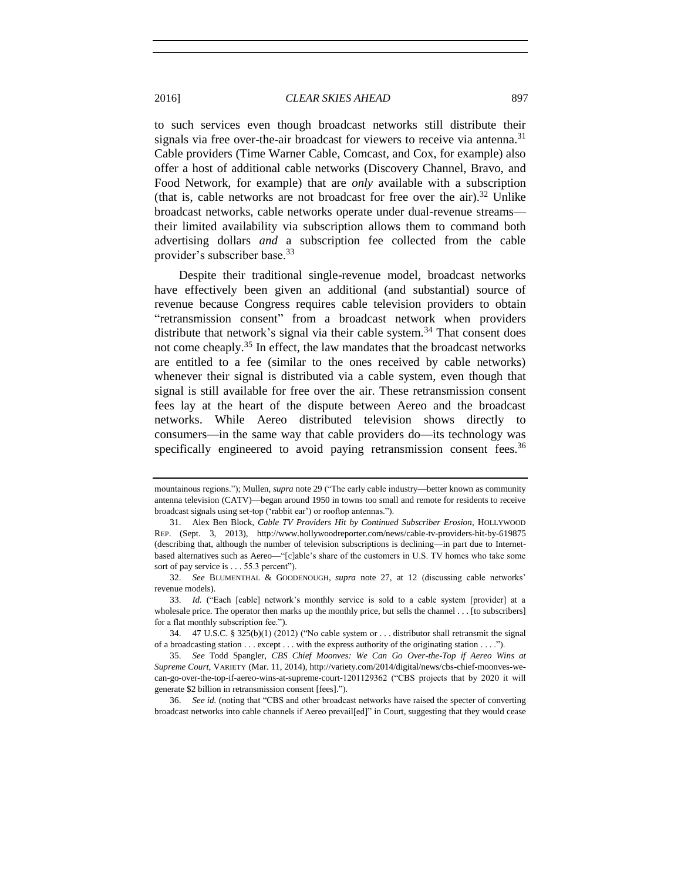to such services even though broadcast networks still distribute their signals via free over-the-air broadcast for viewers to receive via antenna.[31] Cable providers (Time Warner Cable, Comcast, and Cox, for example) also offer a host of additional cable networks (Discovery Channel, Bravo, and Food Network, for example) that are *only* available with a subscription (that is, cable networks are not broadcast for free over the air).[32] Unlike broadcast networks, cable networks operate under dual-revenue streams—their limited availability via subscription allows them to command both advertising dollars *and* a subscription fee collected from the cable provider's subscriber base.[33]

Despite their traditional single-revenue model, broadcast networks have effectively been given an additional (and substantial) source of revenue because Congress requires cable television providers to obtain "retransmission consent" from a broadcast network when providers distribute that network's signal via their cable system.[34] That consent does not come cheaply.[35] In effect, the law mandates that the broadcast networks are entitled to a fee (similar to the ones received by cable networks) whenever their signal is distributed via a cable system, even though that signal is still available for free over the air. These retransmission consent fees lay at the heart of the dispute between Aereo and the broadcast networks. While Aereo distributed television shows directly to consumers—in the same way that cable providers do—its technology was specifically engineered to avoid paying retransmission consent fees.[36]

---

mountainous regions."); Mullen, *supra* note 29 ("The early cable industry—better known as community antenna television (CATV)—began around 1950 in towns too small and remote for residents to receive broadcast signals using set-top ('rabbit ear') or rooftop antennas.").

31. Alex Ben Block, *Cable TV Providers Hit by Continued Subscriber Erosion*, HOLLYWOOD REP. (Sept. 3, 2013), http://www.hollywoodreporter.com/news/cable-tv-providers-hit-by-619875 (describing that, although the number of television subscriptions is declining—in part due to Internet-based alternatives such as Aereo—"[c]able's share of the customers in U.S. TV homes who take some sort of pay service is . . . 55.3 percent").

32. *See* BLUMENTHAL & GOODENOUGH, *supra* note 27, at 12 (discussing cable networks' revenue models).

33. *Id.* ("Each [cable] network's monthly service is sold to a cable system [provider] at a wholesale price. The operator then marks up the monthly price, but sells the channel . . . [to subscribers] for a flat monthly subscription fee.").

34. 47 U.S.C. § 325(b)(1) (2012) ("No cable system or . . . distributor shall retransmit the signal of a broadcasting station . . . except . . . with the express authority of the originating station . . . .").

35. *See* Todd Spangler, *CBS Chief Moonves: We Can Go Over-the-Top if Aereo Wins at Supreme Court*, VARIETY (Mar. 11, 2014), http://variety.com/2014/digital/news/cbs-chief-moonves-we-can-go-over-the-top-if-aereo-wins-at-supreme-court-1201129362 ("CBS projects that by 2020 it will generate $2 billion in retransmission consent [fees].").

36. *See id.* (noting that "CBS and other broadcast networks have raised the specter of converting broadcast networks into cable channels if Aereo prevail[ed]" in Court, suggesting that they would cease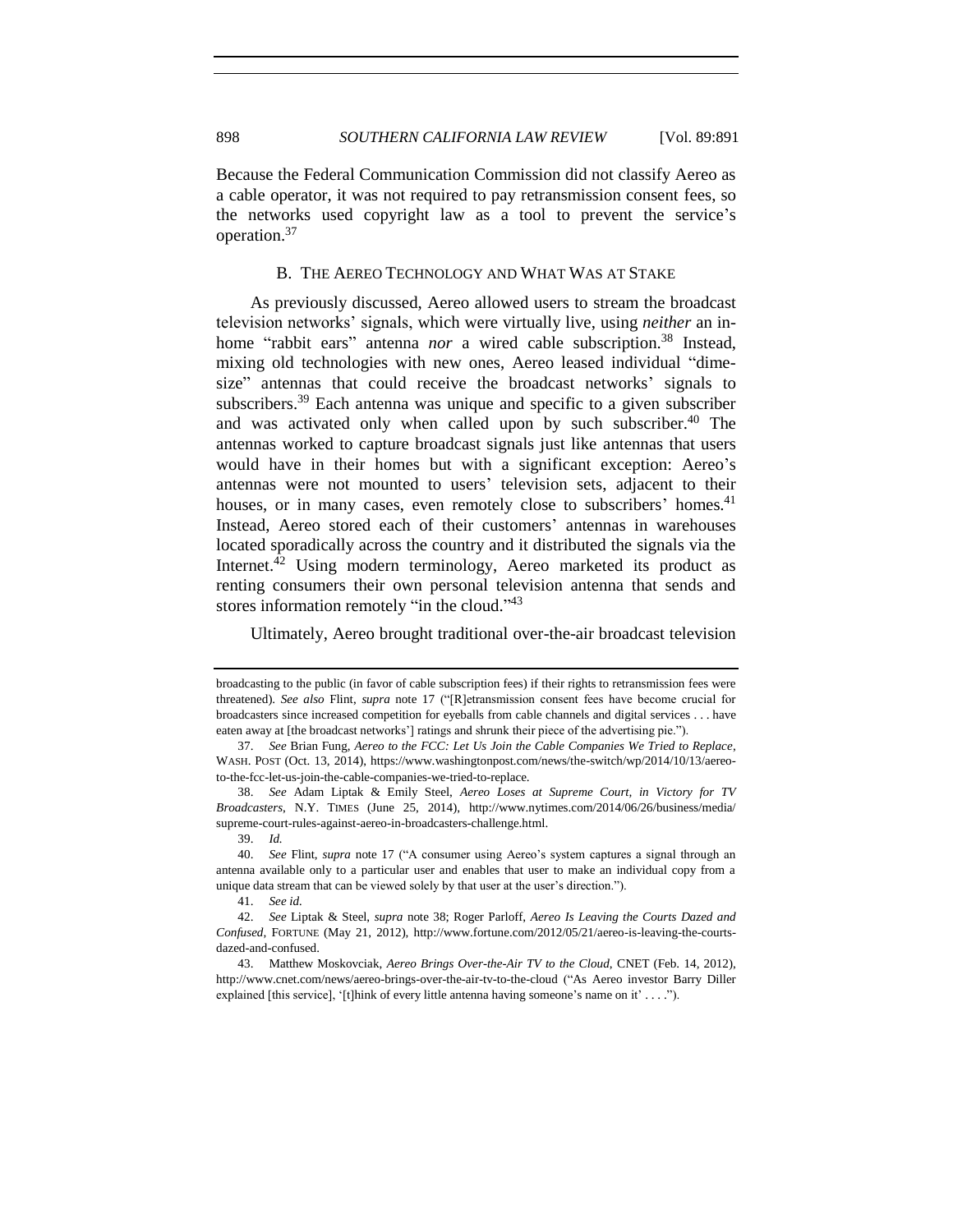Because the Federal Communication Commission did not classify Aereo as a cable operator, it was not required to pay retransmission consent fees, so the networks used copyright law as a tool to prevent the service's operation.[37]

### B. THE AEREO TECHNOLOGY AND WHAT WAS AT STAKE

As previously discussed, Aereo allowed users to stream the broadcast television networks' signals, which were virtually live, using *neither* an in-home "rabbit ears" antenna *nor* a wired cable subscription.[38] Instead, mixing old technologies with new ones, Aereo leased individual "dime-size" antennas that could receive the broadcast networks' signals to subscribers.[39] Each antenna was unique and specific to a given subscriber and was activated only when called upon by such subscriber.[40] The antennas worked to capture broadcast signals just like antennas that users would have in their homes but with a significant exception: Aereo's antennas were not mounted to users' television sets, adjacent to their houses, or in many cases, even remotely close to subscribers' homes.[41] Instead, Aereo stored each of their customers' antennas in warehouses located sporadically across the country and it distributed the signals via the Internet.[42] Using modern terminology, Aereo marketed its product as renting consumers their own personal television antenna that sends and stores information remotely "in the cloud."[43]

Ultimately, Aereo brought traditional over-the-air broadcast television

---

broadcasting to the public (in favor of cable subscription fees) if their rights to retransmission fees were threatened). *See also* Flint, *supra* note 17 ("[R]etransmission consent fees have become crucial for broadcasters since increased competition for eyeballs from cable channels and digital services . . . have eaten away at [the broadcast networks'] ratings and shrunk their piece of the advertising pie.").

37. *See* Brian Fung, *Aereo to the FCC: Let Us Join the Cable Companies We Tried to Replace*, WASH. POST (Oct. 13, 2014), https://www.washingtonpost.com/news/the-switch/wp/2014/10/13/aereo-to-the-fcc-let-us-join-the-cable-companies-we-tried-to-replace.

38. *See* Adam Liptak & Emily Steel, *Aereo Loses at Supreme Court, in Victory for TV Broadcasters*, N.Y. TIMES (June 25, 2014), http://www.nytimes.com/2014/06/26/business/media/supreme-court-rules-against-aereo-in-broadcasters-challenge.html.

39. *Id.*

40. *See* Flint, *supra* note 17 ("A consumer using Aereo's system captures a signal through an antenna available only to a particular user and enables that user to make an individual copy from a unique data stream that can be viewed solely by that user at the user's direction.").

41. *See id.*

42. *See* Liptak & Steel, *supra* note 38; Roger Parloff, *Aereo Is Leaving the Courts Dazed and Confused*, FORTUNE (May 21, 2012), http://www.fortune.com/2012/05/21/aereo-is-leaving-the-courts-dazed-and-confused.

43. Matthew Moskovciak, *Aereo Brings Over-the-Air TV to the Cloud*, CNET (Feb. 14, 2012), http://www.cnet.com/news/aereo-brings-over-the-air-tv-to-the-cloud ("As Aereo investor Barry Diller explained [this service], '[t]hink of every little antenna having someone's name on it' . . . .").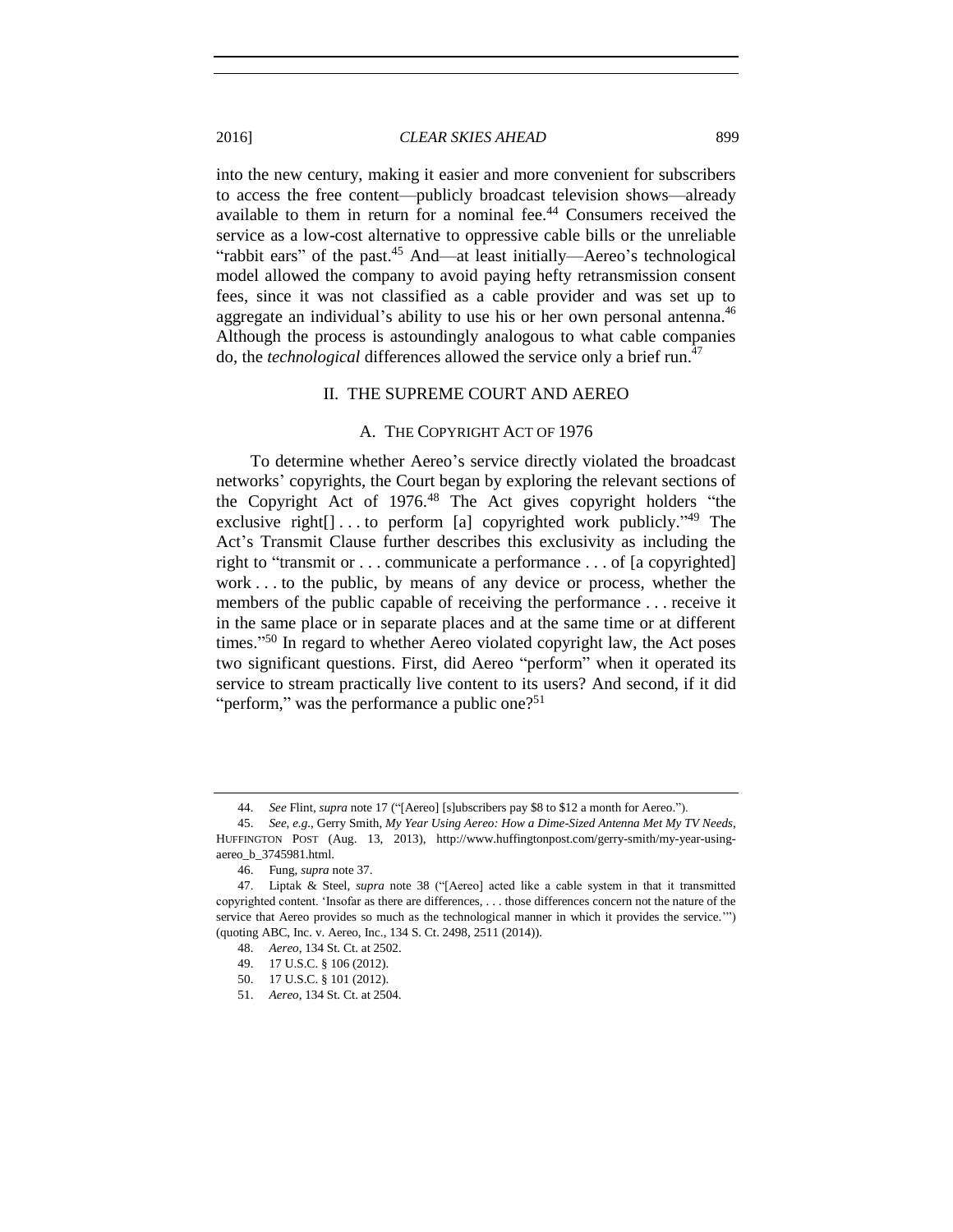into the new century, making it easier and more convenient for subscribers to access the free content—publicly broadcast television shows—already available to them in return for a nominal fee.[44] Consumers received the service as a low-cost alternative to oppressive cable bills or the unreliable "rabbit ears" of the past.[45] And—at least initially—Aereo's technological model allowed the company to avoid paying hefty retransmission consent fees, since it was not classified as a cable provider and was set up to aggregate an individual's ability to use his or her own personal antenna.[46] Although the process is astoundingly analogous to what cable companies do, the *technological* differences allowed the service only a brief run.[47]

## II. THE SUPREME COURT AND AEREO

### A. THE COPYRIGHT ACT OF 1976

To determine whether Aereo's service directly violated the broadcast networks' copyrights, the Court began by exploring the relevant sections of the Copyright Act of 1976.[48] The Act gives copyright holders "the exclusive right[] . . . to perform [a] copyrighted work publicly."[49] The Act's Transmit Clause further describes this exclusivity as including the right to "transmit or . . . communicate a performance . . . of [a copyrighted] work . . . to the public, by means of any device or process, whether the members of the public capable of receiving the performance . . . receive it in the same place or in separate places and at the same time or at different times."[50] In regard to whether Aereo violated copyright law, the Act poses two significant questions. First, did Aereo "perform" when it operated its service to stream practically live content to its users? And second, if it did "perform," was the performance a public one?[51]

---

44. *See* Flint, *supra* note 17 ("[Aereo] [s]ubscribers pay $8 to $12 a month for Aereo.").

45. *See, e.g.*, Gerry Smith, *My Year Using Aereo: How a Dime-Sized Antenna Met My TV Needs*, HUFFINGTON POST (Aug. 13, 2013), http://www.huffingtonpost.com/gerry-smith/my-year-using-aereo_b_3745981.html.

46. Fung, *supra* note 37.

47. Liptak & Steel, *supra* note 38 ("[Aereo] acted like a cable system in that it transmitted copyrighted content. 'Insofar as there are differences, . . . those differences concern not the nature of the service that Aereo provides so much as the technological manner in which it provides the service.'") (quoting ABC, Inc. v. Aereo, Inc., 134 S. Ct. 2498, 2511 (2014)).

48. *Aereo*, 134 St. Ct. at 2502.

49. 17 U.S.C. § 106 (2012).

50. 17 U.S.C. § 101 (2012).

51. *Aereo*, 134 St. Ct. at 2504.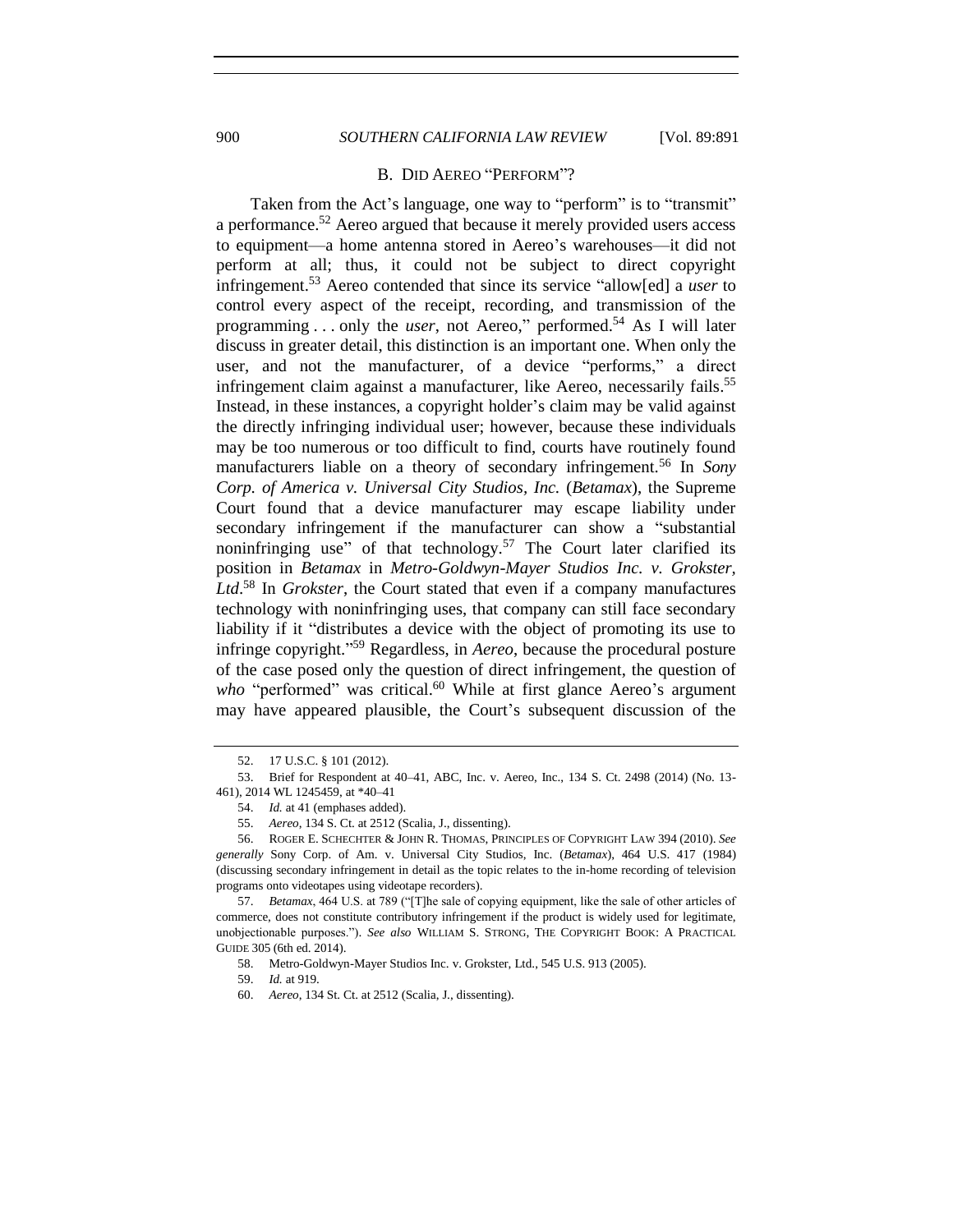### B. DID AEREO "PERFORM"?

Taken from the Act's language, one way to "perform" is to "transmit" a performance.[52] Aereo argued that because it merely provided users access to equipment—a home antenna stored in Aereo's warehouses—it did not perform at all; thus, it could not be subject to direct copyright infringement.[53] Aereo contended that since its service "allow[ed] a *user* to control every aspect of the receipt, recording, and transmission of the programming . . . only the *user*, not Aereo," performed.[54] As I will later discuss in greater detail, this distinction is an important one. When only the user, and not the manufacturer, of a device "performs," a direct infringement claim against a manufacturer, like Aereo, necessarily fails.[55] Instead, in these instances, a copyright holder's claim may be valid against the directly infringing individual user; however, because these individuals may be too numerous or too difficult to find, courts have routinely found manufacturers liable on a theory of secondary infringement.[56] In *Sony Corp. of America v. Universal City Studios, Inc.* (*Betamax*), the Supreme Court found that a device manufacturer may escape liability under secondary infringement if the manufacturer can show a "substantial noninfringing use" of that technology.[57] The Court later clarified its position in *Betamax* in *Metro-Goldwyn-Mayer Studios Inc. v. Grokster, Ltd*.[58] In *Grokster*, the Court stated that even if a company manufactures technology with noninfringing uses, that company can still face secondary liability if it "distributes a device with the object of promoting its use to infringe copyright."[59] Regardless, in *Aereo*, because the procedural posture of the case posed only the question of direct infringement, the question of *who* "performed" was critical.[60] While at first glance Aereo's argument may have appeared plausible, the Court's subsequent discussion of the

---

52. 17 U.S.C. § 101 (2012).

53. Brief for Respondent at 40–41, ABC, Inc. v. Aereo, Inc., 134 S. Ct. 2498 (2014) (No. 13-461), 2014 WL 1245459, at *40–41

54. *Id.* at 41 (emphases added).

55. *Aereo*, 134 S. Ct. at 2512 (Scalia, J., dissenting).

56. ROGER E. SCHECHTER & JOHN R. THOMAS, PRINCIPLES OF COPYRIGHT LAW 394 (2010). *See generally* Sony Corp. of Am. v. Universal City Studios, Inc. (*Betamax*), 464 U.S. 417 (1984) (discussing secondary infringement in detail as the topic relates to the in-home recording of television programs onto videotapes using videotape recorders).

57. *Betamax*, 464 U.S. at 789 ("[T]he sale of copying equipment, like the sale of other articles of commerce, does not constitute contributory infringement if the product is widely used for legitimate, unobjectionable purposes."). *See also* WILLIAM S. STRONG, THE COPYRIGHT BOOK: A PRACTICAL GUIDE 305 (6th ed. 2014).

58. Metro-Goldwyn-Mayer Studios Inc. v. Grokster, Ltd., 545 U.S. 913 (2005).

59. *Id.* at 919.

60. *Aereo*, 134 St. Ct. at 2512 (Scalia, J., dissenting).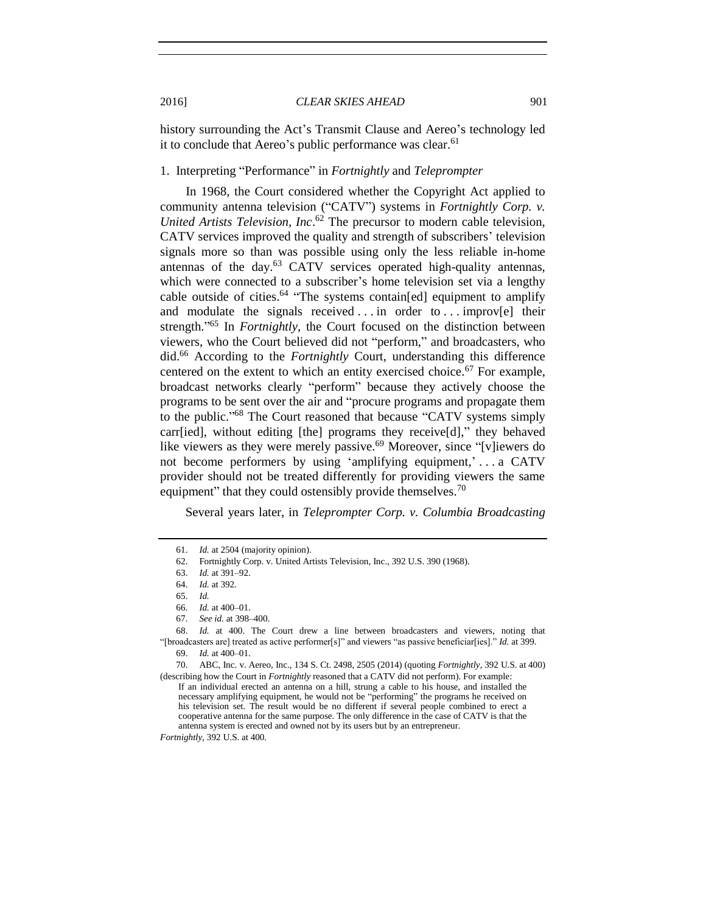history surrounding the Act's Transmit Clause and Aereo's technology led it to conclude that Aereo's public performance was clear.[61]

### 1. Interpreting "Performance" in *Fortnightly* and *Teleprompter*

In 1968, the Court considered whether the Copyright Act applied to community antenna television ("CATV") systems in *Fortnightly Corp. v. United Artists Television, Inc*.[62] The precursor to modern cable television, CATV services improved the quality and strength of subscribers' television signals more so than was possible using only the less reliable in-home antennas of the day.[63] CATV services operated high-quality antennas, which were connected to a subscriber's home television set via a lengthy cable outside of cities.[64] "The systems contain[ed] equipment to amplify and modulate the signals received . . . in order to . . . improv[e] their strength."[65] In *Fortnightly*, the Court focused on the distinction between viewers, who the Court believed did not "perform," and broadcasters, who did.[66] According to the *Fortnightly* Court, understanding this difference centered on the extent to which an entity exercised choice.[67] For example, broadcast networks clearly "perform" because they actively choose the programs to be sent over the air and "procure programs and propagate them to the public."[68] The Court reasoned that because "CATV systems simply carr[ied], without editing [the] programs they receive[d]," they behaved like viewers as they were merely passive.[69] Moreover, since "[v]iewers do not become performers by using 'amplifying equipment,' . . . a CATV provider should not be treated differently for providing viewers the same equipment" that they could ostensibly provide themselves.[70]

Several years later, in *Teleprompter Corp. v. Columbia Broadcasting*

---

61. *Id.* at 2504 (majority opinion).

62. Fortnightly Corp. v. United Artists Television, Inc., 392 U.S. 390 (1968).

63. *Id.* at 391–92.

64. *Id.* at 392.

65. *Id.*

66. *Id.* at 400–01.

67. *See id.* at 398–400.

68. *Id.* at 400. The Court drew a line between broadcasters and viewers, noting that "[broadcasters are] treated as active performer[s]" and viewers "as passive beneficiar[ies]." *Id.* at 399.

69. *Id.* at 400–01.

70. ABC, Inc. v. Aereo, Inc., 134 S. Ct. 2498, 2505 (2014) (quoting *Fortnightly*, 392 U.S. at 400) (describing how the Court in *Fortnightly* reasoned that a CATV did not perform). For example:

> If an individual erected an antenna on a hill, strung a cable to his house, and installed the necessary amplifying equipment, he would not be "performing" the programs he received on his television set. The result would be no different if several people combined to erect a cooperative antenna for the same purpose. The only difference in the case of CATV is that the antenna system is erected and owned not by its users but by an entrepreneur.

*Fortnightly*, 392 U.S. at 400.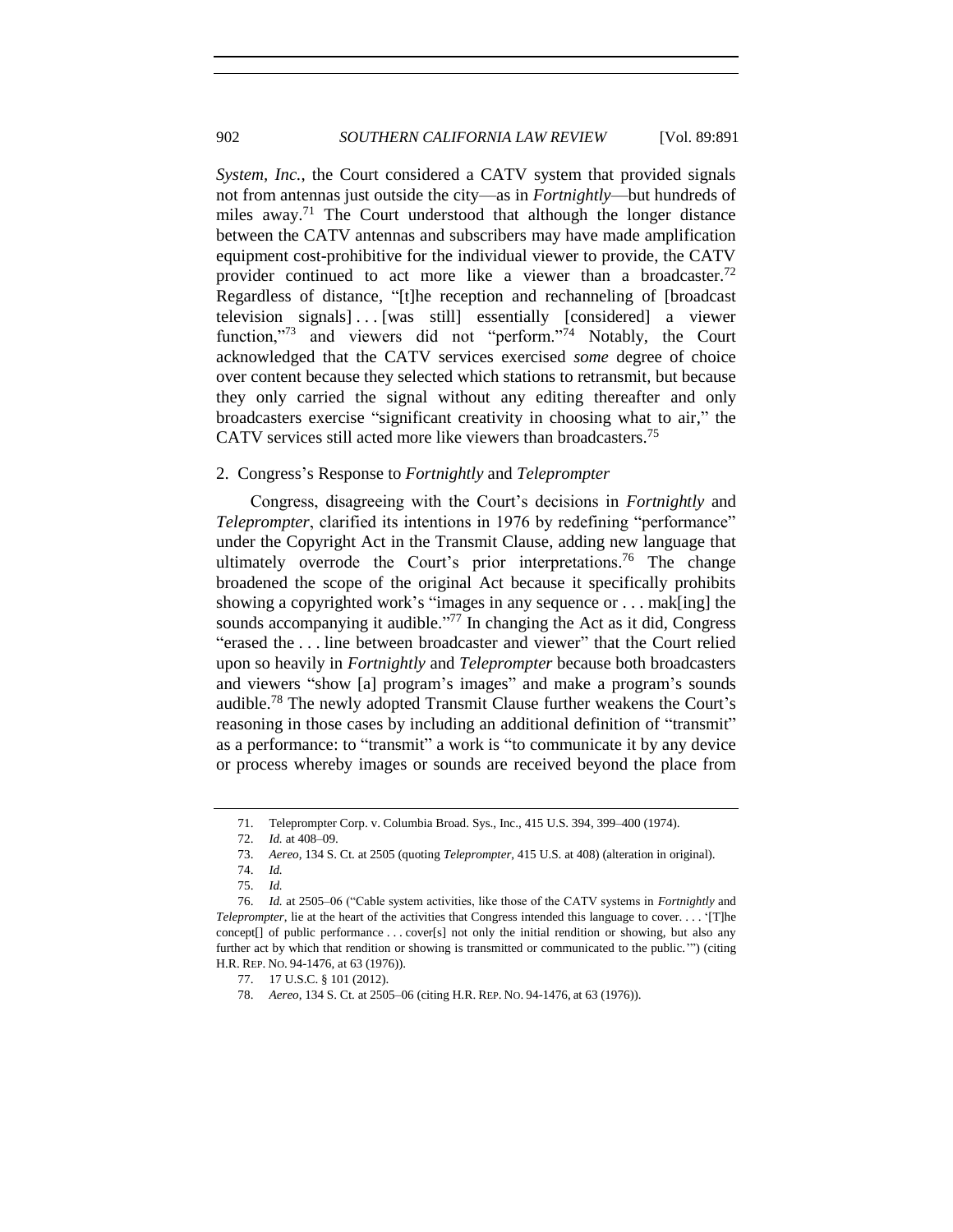*System, Inc.*, the Court considered a CATV system that provided signals not from antennas just outside the city—as in *Fortnightly*—but hundreds of miles away.[71] The Court understood that although the longer distance between the CATV antennas and subscribers may have made amplification equipment cost-prohibitive for the individual viewer to provide, the CATV provider continued to act more like a viewer than a broadcaster.[72] Regardless of distance, "[t]he reception and rechanneling of [broadcast television signals] . . . [was still] essentially [considered] a viewer function,"[73] and viewers did not "perform."[74] Notably, the Court acknowledged that the CATV services exercised *some* degree of choice over content because they selected which stations to retransmit, but because they only carried the signal without any editing thereafter and only broadcasters exercise "significant creativity in choosing what to air," the CATV services still acted more like viewers than broadcasters.[75]

### 2. Congress's Response to *Fortnightly* and *Teleprompter*

Congress, disagreeing with the Court's decisions in *Fortnightly* and *Teleprompter*, clarified its intentions in 1976 by redefining "performance" under the Copyright Act in the Transmit Clause, adding new language that ultimately overrode the Court's prior interpretations.[76] The change broadened the scope of the original Act because it specifically prohibits showing a copyrighted work's "images in any sequence or . . . mak[ing] the sounds accompanying it audible."[77] In changing the Act as it did, Congress "erased the . . . line between broadcaster and viewer" that the Court relied upon so heavily in *Fortnightly* and *Teleprompter* because both broadcasters and viewers "show [a] program's images" and make a program's sounds audible.[78] The newly adopted Transmit Clause further weakens the Court's reasoning in those cases by including an additional definition of "transmit" as a performance: to "transmit" a work is "to communicate it by any device or process whereby images or sounds are received beyond the place from

---

71. Teleprompter Corp. v. Columbia Broad. Sys., Inc., 415 U.S. 394, 399–400 (1974).

72. *Id.* at 408–09.

73. *Aereo*, 134 S. Ct. at 2505 (quoting *Teleprompter*, 415 U.S. at 408) (alteration in original).

74. *Id.*

75. *Id.*

76. *Id.* at 2505–06 ("Cable system activities, like those of the CATV systems in *Fortnightly* and *Teleprompter*, lie at the heart of the activities that Congress intended this language to cover. . . . '[T]he concept[] of public performance . . . cover[s] not only the initial rendition or showing, but also any further act by which that rendition or showing is transmitted or communicated to the public.'") (citing H.R. REP. NO. 94-1476, at 63 (1976)).

77. 17 U.S.C. § 101 (2012).

78. *Aereo*, 134 S. Ct. at 2505–06 (citing H.R. REP. NO. 94-1476, at 63 (1976)).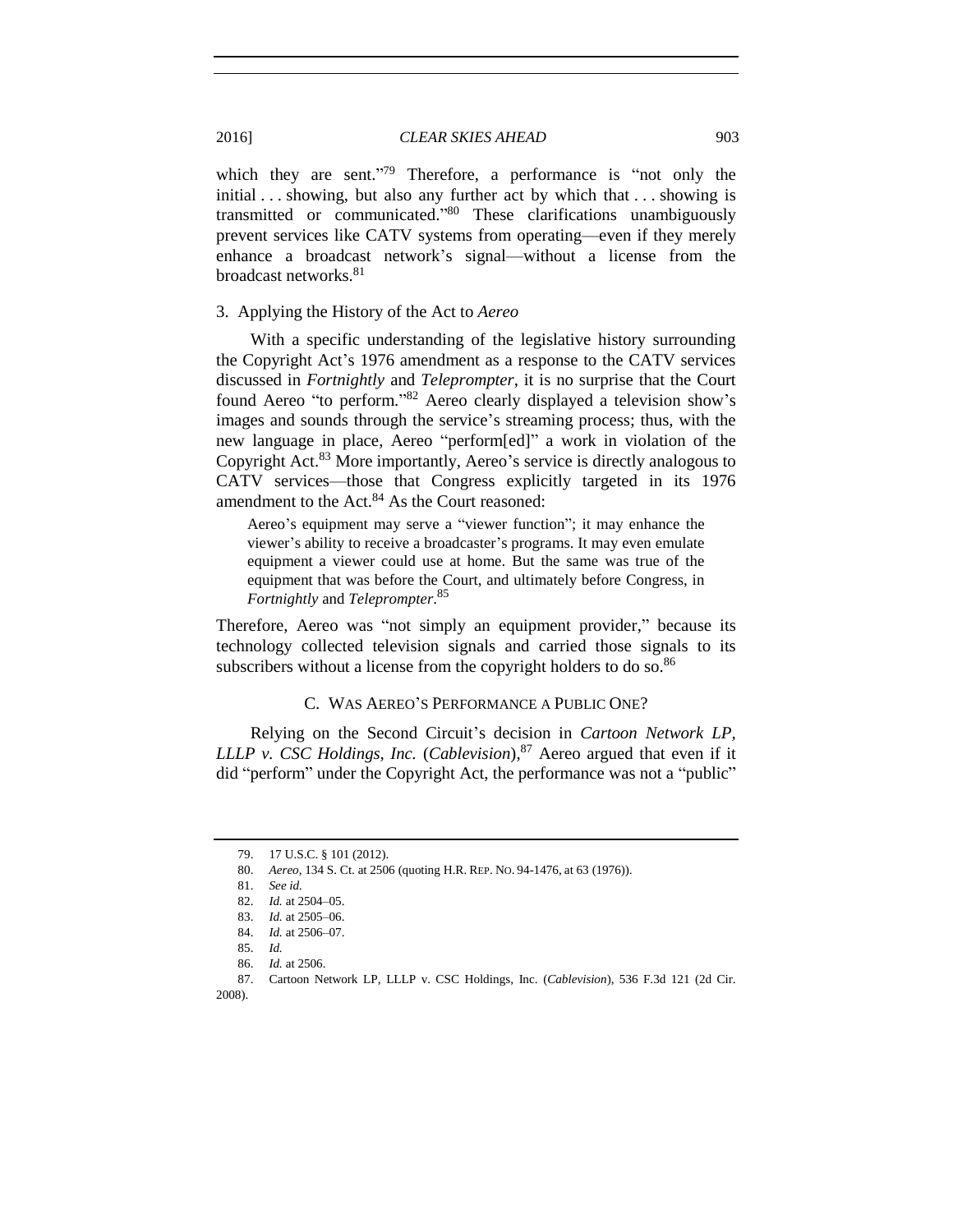which they are sent."[79] Therefore, a performance is "not only the initial . . . showing, but also any further act by which that . . . showing is transmitted or communicated."[80] These clarifications unambiguously prevent services like CATV systems from operating—even if they merely enhance a broadcast network's signal—without a license from the broadcast networks.[81]

### 3. Applying the History of the Act to *Aereo*

With a specific understanding of the legislative history surrounding the Copyright Act's 1976 amendment as a response to the CATV services discussed in *Fortnightly* and *Teleprompter*, it is no surprise that the Court found Aereo "to perform."[82] Aereo clearly displayed a television show's images and sounds through the service's streaming process; thus, with the new language in place, Aereo "perform[ed]" a work in violation of the Copyright Act.[83] More importantly, Aereo's service is directly analogous to CATV services—those that Congress explicitly targeted in its 1976 amendment to the Act.[84] As the Court reasoned:

> Aereo's equipment may serve a "viewer function"; it may enhance the viewer's ability to receive a broadcaster's programs. It may even emulate equipment a viewer could use at home. But the same was true of the equipment that was before the Court, and ultimately before Congress, in *Fortnightly* and *Teleprompter*.[85]

Therefore, Aereo was "not simply an equipment provider," because its technology collected television signals and carried those signals to its subscribers without a license from the copyright holders to do so.[86]

## C. WAS AEREO'S PERFORMANCE A PUBLIC ONE?

Relying on the Second Circuit's decision in *Cartoon Network LP, LLLP v. CSC Holdings, Inc.* (*Cablevision*),[87] Aereo argued that even if it did "perform" under the Copyright Act, the performance was not a "public"

---

79. 17 U.S.C. § 101 (2012).

80. *Aereo*, 134 S. Ct. at 2506 (quoting H.R. REP. NO. 94-1476, at 63 (1976)).

81. *See id.*

82. *Id.* at 2504–05.

83. *Id.* at 2505–06.

84. *Id.* at 2506–07.

85. *Id.*

86. *Id.* at 2506.

87. Cartoon Network LP, LLLP v. CSC Holdings, Inc. (*Cablevision*), 536 F.3d 121 (2d Cir. 2008).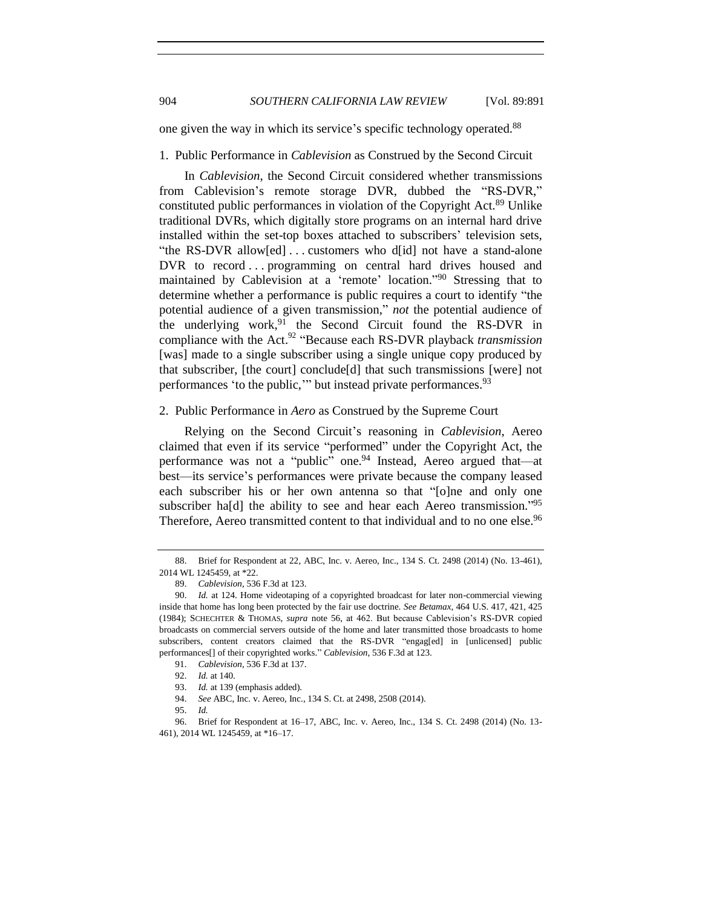one given the way in which its service's specific technology operated.[88]

### 1. Public Performance in *Cablevision* as Construed by the Second Circuit

In *Cablevision*, the Second Circuit considered whether transmissions from Cablevision's remote storage DVR, dubbed the "RS-DVR," constituted public performances in violation of the Copyright Act.[89] Unlike traditional DVRs, which digitally store programs on an internal hard drive installed within the set-top boxes attached to subscribers' television sets, "the RS-DVR allow[ed] . . . customers who d[id] not have a stand-alone DVR to record . . . programming on central hard drives housed and maintained by Cablevision at a 'remote' location."[90] Stressing that to determine whether a performance is public requires a court to identify "the potential audience of a given transmission," *not* the potential audience of the underlying work,[91] the Second Circuit found the RS-DVR in compliance with the Act.[92] "Because each RS-DVR playback *transmission* [was] made to a single subscriber using a single unique copy produced by that subscriber, [the court] conclude[d] that such transmissions [were] not performances 'to the public,'" but instead private performances.[93]

### 2. Public Performance in *Aero* as Construed by the Supreme Court

Relying on the Second Circuit's reasoning in *Cablevision*, Aereo claimed that even if its service "performed" under the Copyright Act, the performance was not a "public" one.[94] Instead, Aereo argued that—at best—its service's performances were private because the company leased each subscriber his or her own antenna so that "[o]ne and only one subscriber ha[d] the ability to see and hear each Aereo transmission."[95] Therefore, Aereo transmitted content to that individual and to no one else.[96]

---

88. Brief for Respondent at 22, ABC, Inc. v. Aereo, Inc., 134 S. Ct. 2498 (2014) (No. 13-461), 2014 WL 1245459, at *22.

89. *Cablevision*, 536 F.3d at 123.

90. *Id.* at 124. Home videotaping of a copyrighted broadcast for later non-commercial viewing inside that home has long been protected by the fair use doctrine. *See Betamax*, 464 U.S. 417, 421, 425 (1984); SCHECHTER & THOMAS, *supra* note 56, at 462. But because Cablevision's RS-DVR copied broadcasts on commercial servers outside of the home and later transmitted those broadcasts to home subscribers, content creators claimed that the RS-DVR "engag[ed] in [unlicensed] public performances[] of their copyrighted works." *Cablevision*, 536 F.3d at 123.

91. *Cablevision*, 536 F.3d at 137.

92. *Id.* at 140.

93. *Id.* at 139 (emphasis added).

94. *See* ABC, Inc. v. Aereo, Inc., 134 S. Ct. at 2498, 2508 (2014).

95. *Id.*

96. Brief for Respondent at 16–17, ABC, Inc. v. Aereo, Inc., 134 S. Ct. 2498 (2014) (No. 13-461), 2014 WL 1245459, at *16–17.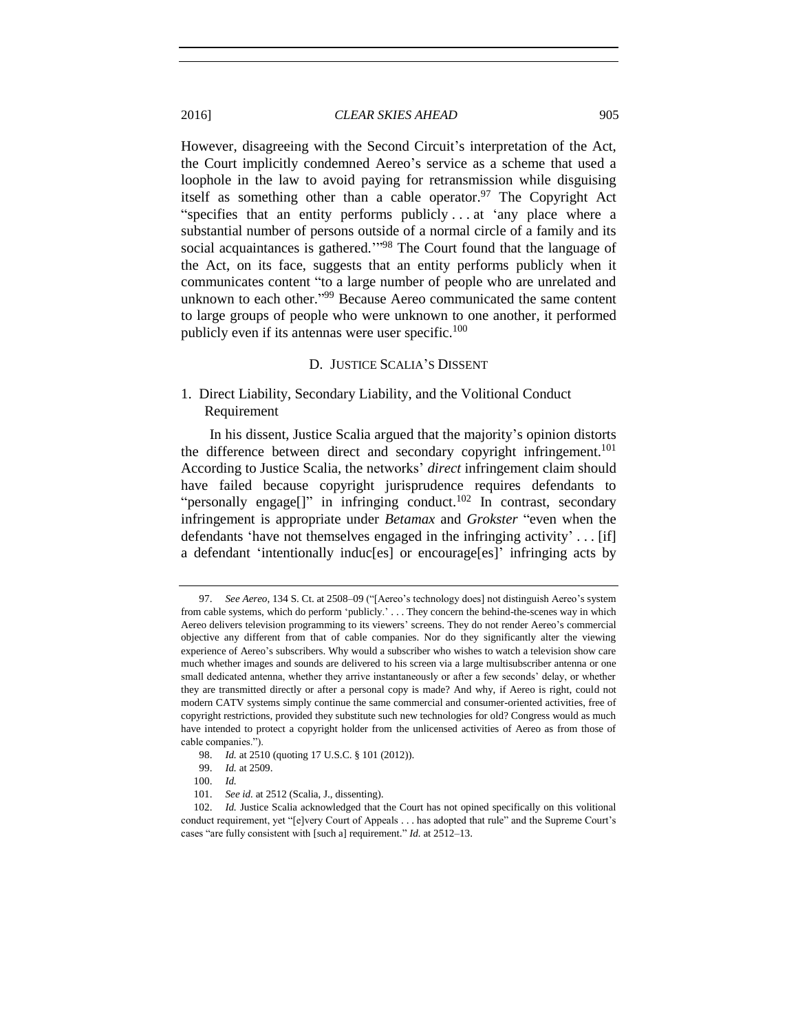However, disagreeing with the Second Circuit's interpretation of the Act, the Court implicitly condemned Aereo's service as a scheme that used a loophole in the law to avoid paying for retransmission while disguising itself as something other than a cable operator.[97] The Copyright Act "specifies that an entity performs publicly . . . at 'any place where a substantial number of persons outside of a normal circle of a family and its social acquaintances is gathered.'"[98] The Court found that the language of the Act, on its face, suggests that an entity performs publicly when it communicates content "to a large number of people who are unrelated and unknown to each other."[99] Because Aereo communicated the same content to large groups of people who were unknown to one another, it performed publicly even if its antennas were user specific.[100]

### D. JUSTICE SCALIA'S DISSENT

#### 1. Direct Liability, Secondary Liability, and the Volitional Conduct Requirement

In his dissent, Justice Scalia argued that the majority's opinion distorts the difference between direct and secondary copyright infringement.[101] According to Justice Scalia, the networks' *direct* infringement claim should have failed because copyright jurisprudence requires defendants to "personally engage[]" in infringing conduct.[102] In contrast, secondary infringement is appropriate under *Betamax* and *Grokster* "even when the defendants 'have not themselves engaged in the infringing activity' . . . [if] a defendant 'intentionally induc[es] or encourage[es]' infringing acts by

---

97. *See Aereo*, 134 S. Ct. at 2508–09 ("[Aereo's technology does] not distinguish Aereo's system from cable systems, which do perform 'publicly.' . . . They concern the behind-the-scenes way in which Aereo delivers television programming to its viewers' screens. They do not render Aereo's commercial objective any different from that of cable companies. Nor do they significantly alter the viewing experience of Aereo's subscribers. Why would a subscriber who wishes to watch a television show care much whether images and sounds are delivered to his screen via a large multisubscriber antenna or one small dedicated antenna, whether they arrive instantaneously or after a few seconds' delay, or whether they are transmitted directly or after a personal copy is made? And why, if Aereo is right, could not modern CATV systems simply continue the same commercial and consumer-oriented activities, free of copyright restrictions, provided they substitute such new technologies for old? Congress would as much have intended to protect a copyright holder from the unlicensed activities of Aereo as from those of cable companies.").

98. *Id.* at 2510 (quoting 17 U.S.C. § 101 (2012)).

99. *Id.* at 2509.

100. *Id.*

101. *See id.* at 2512 (Scalia, J., dissenting).

102. *Id.* Justice Scalia acknowledged that the Court has not opined specifically on this volitional conduct requirement, yet "[e]very Court of Appeals . . . has adopted that rule" and the Supreme Court's cases "are fully consistent with [such a] requirement." *Id.* at 2512–13.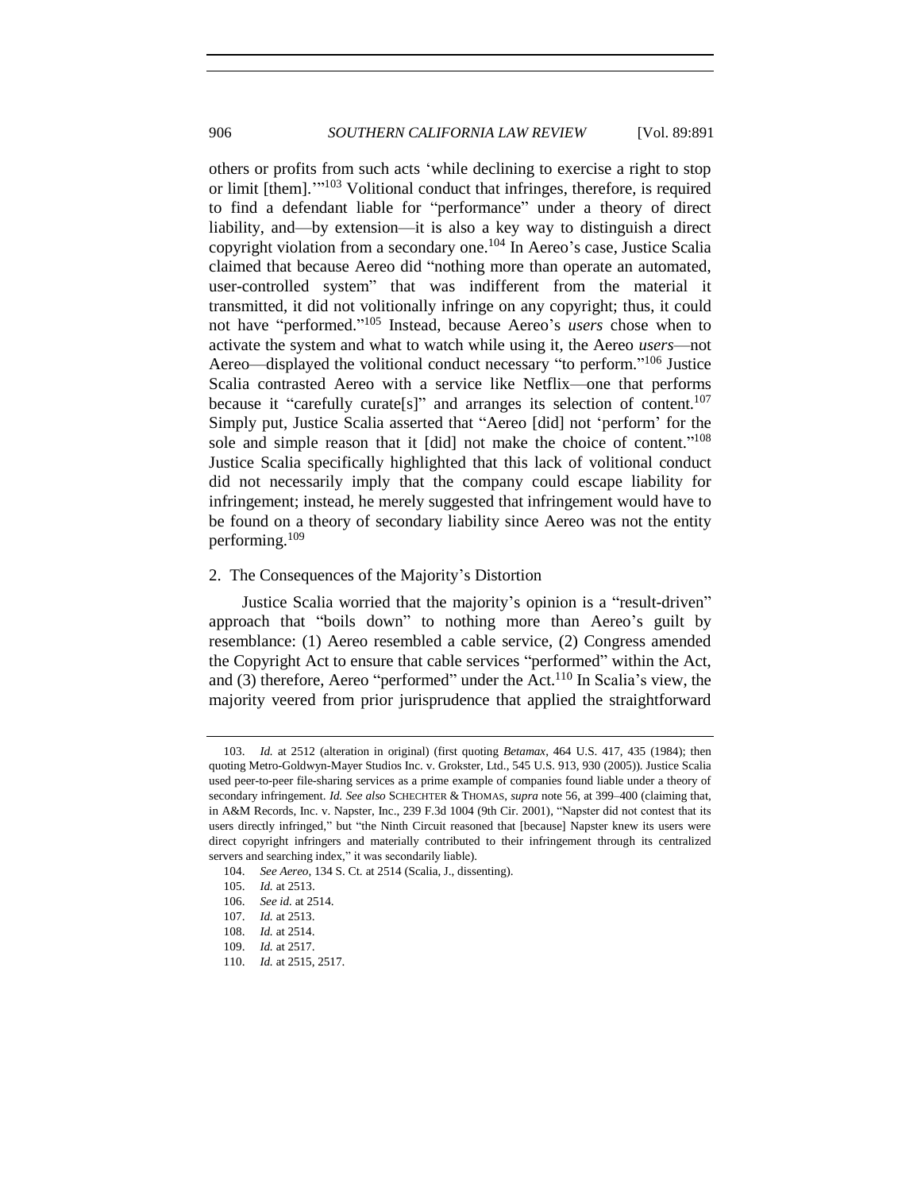others or profits from such acts 'while declining to exercise a right to stop or limit [them].'"[103] Volitional conduct that infringes, therefore, is required to find a defendant liable for "performance" under a theory of direct liability, and—by extension—it is also a key way to distinguish a direct copyright violation from a secondary one.[104] In Aereo's case, Justice Scalia claimed that because Aereo did "nothing more than operate an automated, user-controlled system" that was indifferent from the material it transmitted, it did not volitionally infringe on any copyright; thus, it could not have "performed."[105] Instead, because Aereo's *users* chose when to activate the system and what to watch while using it, the Aereo *users*—not Aereo—displayed the volitional conduct necessary "to perform."[106] Justice Scalia contrasted Aereo with a service like Netflix—one that performs because it "carefully curate[s]" and arranges its selection of content.[107] Simply put, Justice Scalia asserted that "Aereo [did] not 'perform' for the sole and simple reason that it [did] not make the choice of content."[108] Justice Scalia specifically highlighted that this lack of volitional conduct did not necessarily imply that the company could escape liability for infringement; instead, he merely suggested that infringement would have to be found on a theory of secondary liability since Aereo was not the entity performing.[109]

2. The Consequences of the Majority's Distortion

Justice Scalia worried that the majority's opinion is a "result-driven" approach that "boils down" to nothing more than Aereo's guilt by resemblance: (1) Aereo resembled a cable service, (2) Congress amended the Copyright Act to ensure that cable services "performed" within the Act, and (3) therefore, Aereo "performed" under the Act.[110] In Scalia's view, the majority veered from prior jurisprudence that applied the straightforward

---

103. *Id.* at 2512 (alteration in original) (first quoting *Betamax*, 464 U.S. 417, 435 (1984); then quoting Metro-Goldwyn-Mayer Studios Inc. v. Grokster, Ltd., 545 U.S. 913, 930 (2005)). Justice Scalia used peer-to-peer file-sharing services as a prime example of companies found liable under a theory of secondary infringement. *Id. See also* SCHECHTER & THOMAS, *supra* note 56, at 399–400 (claiming that, in A&M Records, Inc. v. Napster, Inc., 239 F.3d 1004 (9th Cir. 2001), "Napster did not contest that its users directly infringed," but "the Ninth Circuit reasoned that [because] Napster knew its users were direct copyright infringers and materially contributed to their infringement through its centralized servers and searching index," it was secondarily liable).

104. *See Aereo*, 134 S. Ct. at 2514 (Scalia, J., dissenting).

105. *Id.* at 2513.

106. *See id.* at 2514.

107. *Id.* at 2513.

108. *Id.* at 2514.

109. *Id.* at 2517.

110. *Id.* at 2515, 2517.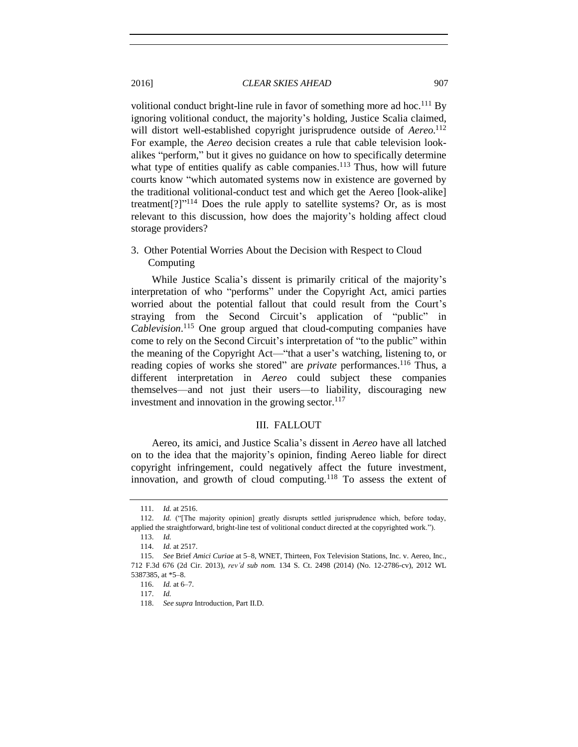volitional conduct bright-line rule in favor of something more ad hoc.[111] By ignoring volitional conduct, the majority's holding, Justice Scalia claimed, will distort well-established copyright jurisprudence outside of *Aereo*.[112] For example, the *Aereo* decision creates a rule that cable television look-alikes "perform," but it gives no guidance on how to specifically determine what type of entities qualify as cable companies.[113] Thus, how will future courts know "which automated systems now in existence are governed by the traditional volitional-conduct test and which get the Aereo [look-alike] treatment[?]"[114] Does the rule apply to satellite systems? Or, as is most relevant to this discussion, how does the majority's holding affect cloud storage providers?

### 3. Other Potential Worries About the Decision with Respect to Cloud Computing

While Justice Scalia's dissent is primarily critical of the majority's interpretation of who "performs" under the Copyright Act, amici parties worried about the potential fallout that could result from the Court's straying from the Second Circuit's application of "public" in *Cablevision*.[115] One group argued that cloud-computing companies have come to rely on the Second Circuit's interpretation of "to the public" within the meaning of the Copyright Act—"that a user's watching, listening to, or reading copies of works she stored" are *private* performances.[116] Thus, a different interpretation in *Aereo* could subject these companies themselves—and not just their users—to liability, discouraging new investment and innovation in the growing sector.[117]

## III. FALLOUT

Aereo, its amici, and Justice Scalia's dissent in *Aereo* have all latched on to the idea that the majority's opinion, finding Aereo liable for direct copyright infringement, could negatively affect the future investment, innovation, and growth of cloud computing.[118] To assess the extent of

---

111. *Id.* at 2516.

112. *Id.* ("[The majority opinion] greatly disrupts settled jurisprudence which, before today, applied the straightforward, bright-line test of volitional conduct directed at the copyrighted work.").

113. *Id.*

114. *Id.* at 2517.

115. *See* Brief *Amici Curiae* at 5–8, WNET, Thirteen, Fox Television Stations, Inc. v. Aereo, Inc., 712 F.3d 676 (2d Cir. 2013), *rev'd sub nom.* 134 S. Ct. 2498 (2014) (No. 12-2786-cv), 2012 WL 5387385, at *5–8.

116. *Id.* at 6–7.

117. *Id.*

118. *See supra* Introduction, Part II.D.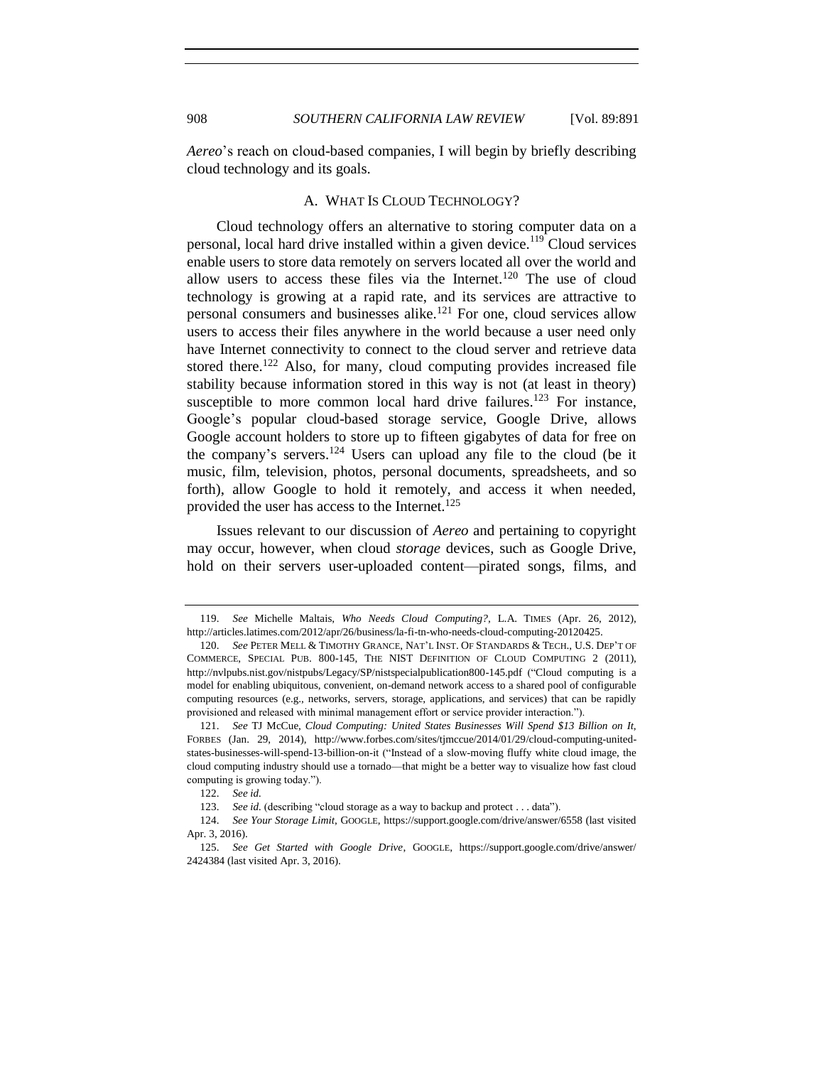*Aereo*'s reach on cloud-based companies, I will begin by briefly describing cloud technology and its goals.

### A. WHAT IS CLOUD TECHNOLOGY?

Cloud technology offers an alternative to storing computer data on a personal, local hard drive installed within a given device.[119] Cloud services enable users to store data remotely on servers located all over the world and allow users to access these files via the Internet.[120] The use of cloud technology is growing at a rapid rate, and its services are attractive to personal consumers and businesses alike.[121] For one, cloud services allow users to access their files anywhere in the world because a user need only have Internet connectivity to connect to the cloud server and retrieve data stored there.[122] Also, for many, cloud computing provides increased file stability because information stored in this way is not (at least in theory) susceptible to more common local hard drive failures.[123] For instance, Google's popular cloud-based storage service, Google Drive, allows Google account holders to store up to fifteen gigabytes of data for free on the company's servers.[124] Users can upload any file to the cloud (be it music, film, television, photos, personal documents, spreadsheets, and so forth), allow Google to hold it remotely, and access it when needed, provided the user has access to the Internet.[125]

Issues relevant to our discussion of *Aereo* and pertaining to copyright may occur, however, when cloud *storage* devices, such as Google Drive, hold on their servers user-uploaded content—pirated songs, films, and

---

119. *See* Michelle Maltais, *Who Needs Cloud Computing?*, L.A. TIMES (Apr. 26, 2012), http://articles.latimes.com/2012/apr/26/business/la-fi-tn-who-needs-cloud-computing-20120425.

120. *See* PETER MELL & TIMOTHY GRANCE, NAT'L INST. OF STANDARDS & TECH., U.S. DEP'T OF COMMERCE, SPECIAL PUB. 800-145, THE NIST DEFINITION OF CLOUD COMPUTING 2 (2011), http://nvlpubs.nist.gov/nistpubs/Legacy/SP/nistspecialpublication800-145.pdf ("Cloud computing is a model for enabling ubiquitous, convenient, on-demand network access to a shared pool of configurable computing resources (e.g., networks, servers, storage, applications, and services) that can be rapidly provisioned and released with minimal management effort or service provider interaction.").

121. *See* TJ McCue, *Cloud Computing: United States Businesses Will Spend $13 Billion on It*, FORBES (Jan. 29, 2014), http://www.forbes.com/sites/tjmccue/2014/01/29/cloud-computing-united-states-businesses-will-spend-13-billion-on-it ("Instead of a slow-moving fluffy white cloud image, the cloud computing industry should use a tornado—that might be a better way to visualize how fast cloud computing is growing today.").

122. *See id.*

123. *See id.* (describing "cloud storage as a way to backup and protect . . . data").

124. *See Your Storage Limit*, GOOGLE, https://support.google.com/drive/answer/6558 (last visited Apr. 3, 2016).

125. *See Get Started with Google Drive*, GOOGLE, https://support.google.com/drive/answer/2424384 (last visited Apr. 3, 2016).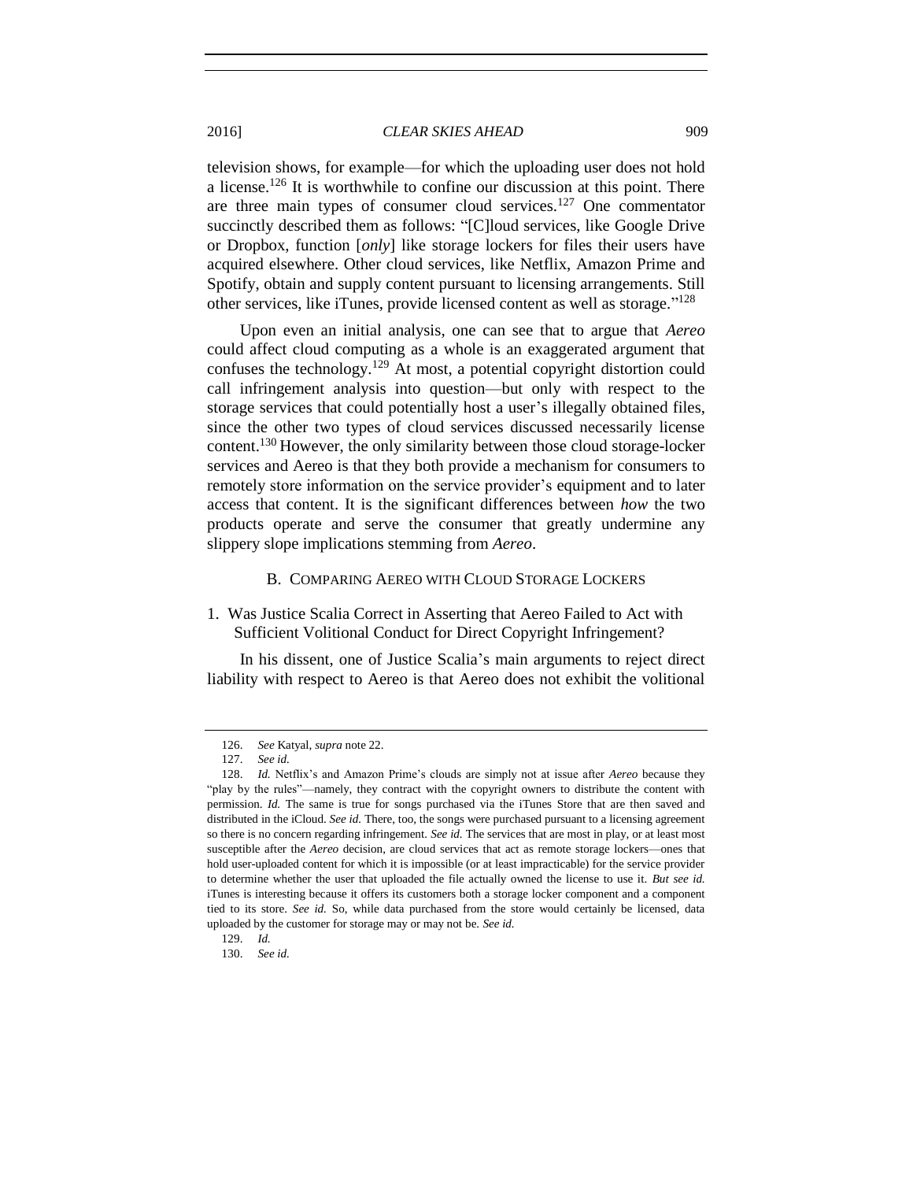television shows, for example—for which the uploading user does not hold a license.[126] It is worthwhile to confine our discussion at this point. There are three main types of consumer cloud services.[127] One commentator succinctly described them as follows: "[C]loud services, like Google Drive or Dropbox, function [*only*] like storage lockers for files their users have acquired elsewhere. Other cloud services, like Netflix, Amazon Prime and Spotify, obtain and supply content pursuant to licensing arrangements. Still other services, like iTunes, provide licensed content as well as storage."[128]

Upon even an initial analysis, one can see that to argue that *Aereo* could affect cloud computing as a whole is an exaggerated argument that confuses the technology.[129] At most, a potential copyright distortion could call infringement analysis into question—but only with respect to the storage services that could potentially host a user's illegally obtained files, since the other two types of cloud services discussed necessarily license content.[130] However, the only similarity between those cloud storage-locker services and Aereo is that they both provide a mechanism for consumers to remotely store information on the service provider's equipment and to later access that content. It is the significant differences between *how* the two products operate and serve the consumer that greatly undermine any slippery slope implications stemming from *Aereo*.

### B. Comparing Aereo with Cloud Storage Lockers

#### 1. Was Justice Scalia Correct in Asserting that Aereo Failed to Act with Sufficient Volitional Conduct for Direct Copyright Infringement?

In his dissent, one of Justice Scalia's main arguments to reject direct liability with respect to Aereo is that Aereo does not exhibit the volitional

---

126. *See* Katyal, *supra* note 22.

127. *See id.*

128. *Id.* Netflix's and Amazon Prime's clouds are simply not at issue after *Aereo* because they "play by the rules"—namely, they contract with the copyright owners to distribute the content with permission. *Id.* The same is true for songs purchased via the iTunes Store that are then saved and distributed in the iCloud. *See id.* There, too, the songs were purchased pursuant to a licensing agreement so there is no concern regarding infringement. *See id.* The services that are most in play, or at least most susceptible after the *Aereo* decision, are cloud services that act as remote storage lockers—ones that hold user-uploaded content for which it is impossible (or at least impracticable) for the service provider to determine whether the user that uploaded the file actually owned the license to use it. *But see id.* iTunes is interesting because it offers its customers both a storage locker component and a component tied to its store. *See id.* So, while data purchased from the store would certainly be licensed, data uploaded by the customer for storage may or may not be. *See id.*

129. *Id.*

130. *See id.*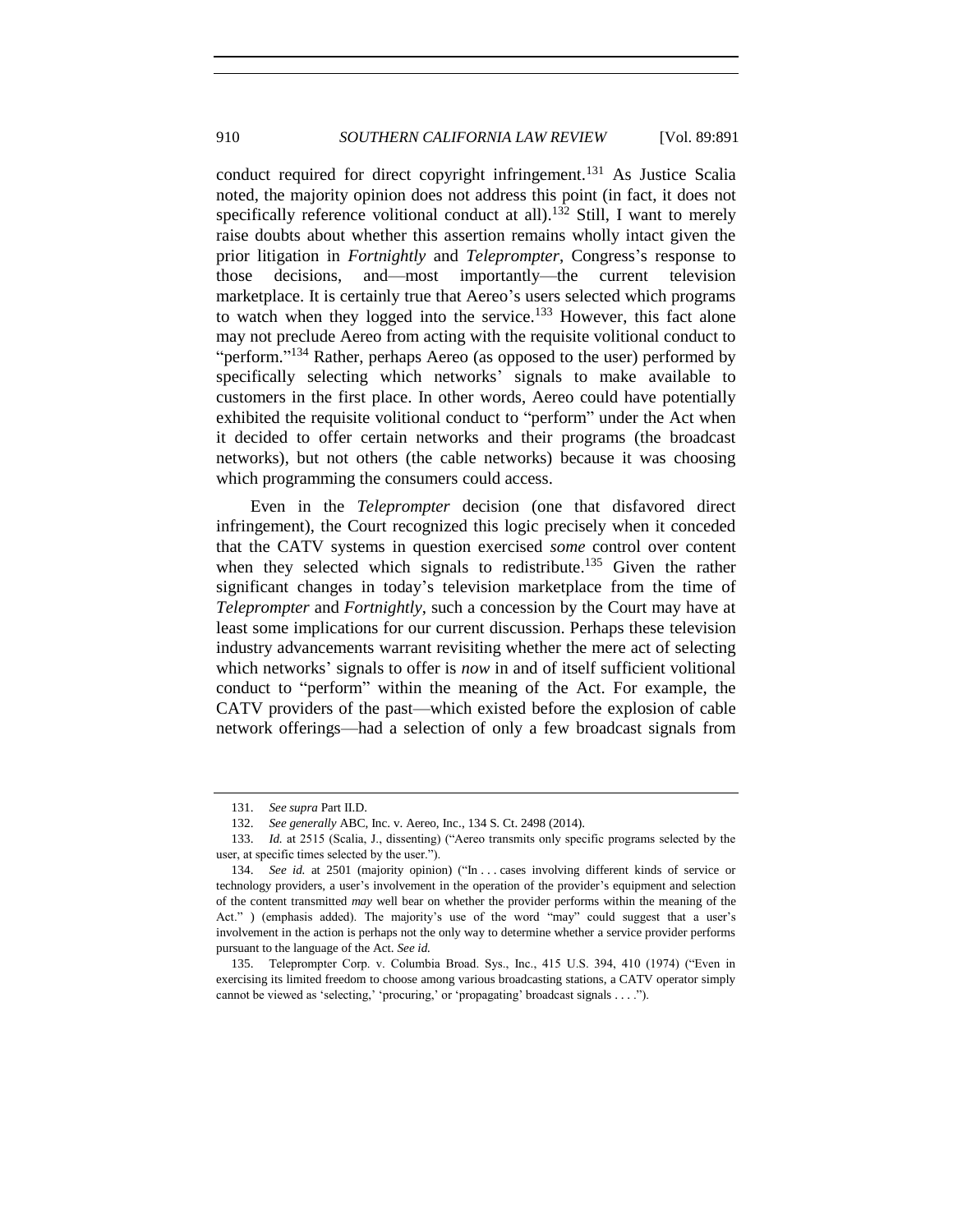conduct required for direct copyright infringement.[131] As Justice Scalia noted, the majority opinion does not address this point (in fact, it does not specifically reference volitional conduct at all).[132] Still, I want to merely raise doubts about whether this assertion remains wholly intact given the prior litigation in *Fortnightly* and *Teleprompter*, Congress's response to those decisions, and—most importantly—the current television marketplace. It is certainly true that Aereo's users selected which programs to watch when they logged into the service.[133] However, this fact alone may not preclude Aereo from acting with the requisite volitional conduct to "perform."[134] Rather, perhaps Aereo (as opposed to the user) performed by specifically selecting which networks' signals to make available to customers in the first place. In other words, Aereo could have potentially exhibited the requisite volitional conduct to "perform" under the Act when it decided to offer certain networks and their programs (the broadcast networks), but not others (the cable networks) because it was choosing which programming the consumers could access.

Even in the *Teleprompter* decision (one that disfavored direct infringement), the Court recognized this logic precisely when it conceded that the CATV systems in question exercised *some* control over content when they selected which signals to redistribute.[135] Given the rather significant changes in today's television marketplace from the time of *Teleprompter* and *Fortnightly*, such a concession by the Court may have at least some implications for our current discussion. Perhaps these television industry advancements warrant revisiting whether the mere act of selecting which networks' signals to offer is *now* in and of itself sufficient volitional conduct to "perform" within the meaning of the Act. For example, the CATV providers of the past—which existed before the explosion of cable network offerings—had a selection of only a few broadcast signals from

---

131. *See supra* Part II.D.

132. *See generally* ABC, Inc. v. Aereo, Inc., 134 S. Ct. 2498 (2014).

133. *Id.* at 2515 (Scalia, J., dissenting) ("Aereo transmits only specific programs selected by the user, at specific times selected by the user.").

134. *See id.* at 2501 (majority opinion) ("In . . . cases involving different kinds of service or technology providers, a user's involvement in the operation of the provider's equipment and selection of the content transmitted *may* well bear on whether the provider performs within the meaning of the Act." ) (emphasis added). The majority's use of the word "may" could suggest that a user's involvement in the action is perhaps not the only way to determine whether a service provider performs pursuant to the language of the Act. *See id.*

135. Teleprompter Corp. v. Columbia Broad. Sys., Inc., 415 U.S. 394, 410 (1974) ("Even in exercising its limited freedom to choose among various broadcasting stations, a CATV operator simply cannot be viewed as 'selecting,' 'procuring,' or 'propagating' broadcast signals . . . .").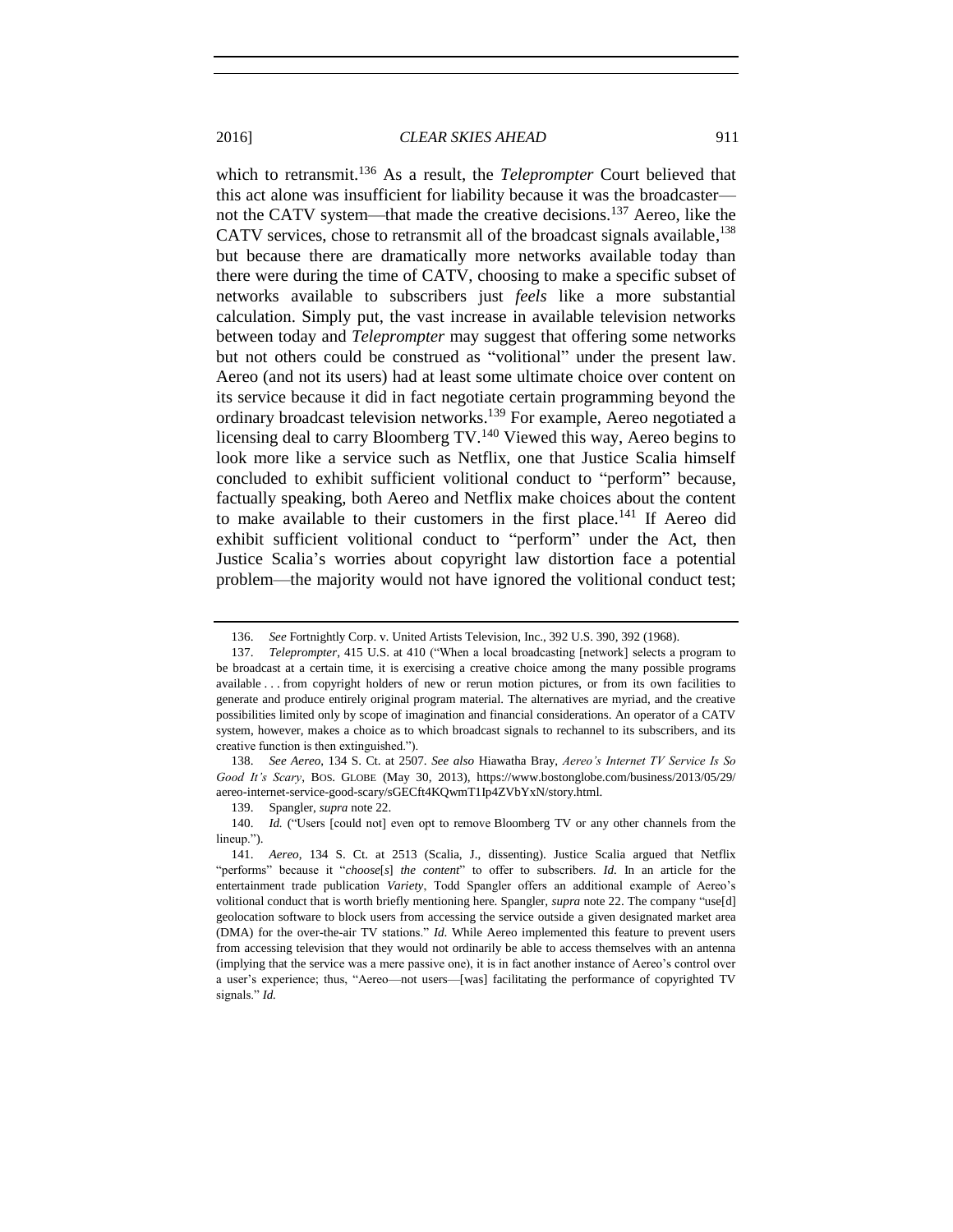which to retransmit.[136] As a result, the *Teleprompter* Court believed that this act alone was insufficient for liability because it was the broadcaster—not the CATV system—that made the creative decisions.[137] Aereo, like the CATV services, chose to retransmit all of the broadcast signals available,[138] but because there are dramatically more networks available today than there were during the time of CATV, choosing to make a specific subset of networks available to subscribers just *feels* like a more substantial calculation. Simply put, the vast increase in available television networks between today and *Teleprompter* may suggest that offering some networks but not others could be construed as "volitional" under the present law. Aereo (and not its users) had at least some ultimate choice over content on its service because it did in fact negotiate certain programming beyond the ordinary broadcast television networks.[139] For example, Aereo negotiated a licensing deal to carry Bloomberg TV.[140] Viewed this way, Aereo begins to look more like a service such as Netflix, one that Justice Scalia himself concluded to exhibit sufficient volitional conduct to "perform" because, factually speaking, both Aereo and Netflix make choices about the content to make available to their customers in the first place.[141] If Aereo did exhibit sufficient volitional conduct to "perform" under the Act, then Justice Scalia's worries about copyright law distortion face a potential problem—the majority would not have ignored the volitional conduct test;

---

136. *See* Fortnightly Corp. v. United Artists Television, Inc., 392 U.S. 390, 392 (1968).

137. *Teleprompter*, 415 U.S. at 410 ("When a local broadcasting [network] selects a program to be broadcast at a certain time, it is exercising a creative choice among the many possible programs available . . . from copyright holders of new or rerun motion pictures, or from its own facilities to generate and produce entirely original program material. The alternatives are myriad, and the creative possibilities limited only by scope of imagination and financial considerations. An operator of a CATV system, however, makes a choice as to which broadcast signals to rechannel to its subscribers, and its creative function is then extinguished.").

138. *See Aereo*, 134 S. Ct. at 2507. *See also* Hiawatha Bray, *Aereo's Internet TV Service Is So Good It's Scary*, BOS. GLOBE (May 30, 2013), https://www.bostonglobe.com/business/2013/05/29/aereo-internet-service-good-scary/sGECft4KQwmT1Ip4ZVbYxN/story.html.

139. Spangler, *supra* note 22.

140. *Id.* ("Users [could not] even opt to remove Bloomberg TV or any other channels from the lineup.").

141. *Aereo*, 134 S. Ct. at 2513 (Scalia, J., dissenting). Justice Scalia argued that Netflix "performs" because it "*choose*[*s*] *the content*" to offer to subscribers. *Id.* In an article for the entertainment trade publication *Variety*, Todd Spangler offers an additional example of Aereo's volitional conduct that is worth briefly mentioning here. Spangler, *supra* note 22. The company "use[d] geolocation software to block users from accessing the service outside a given designated market area (DMA) for the over-the-air TV stations." *Id.* While Aereo implemented this feature to prevent users from accessing television that they would not ordinarily be able to access themselves with an antenna (implying that the service was a mere passive one), it is in fact another instance of Aereo's control over a user's experience; thus, "Aereo—not users—[was] facilitating the performance of copyrighted TV signals." *Id.*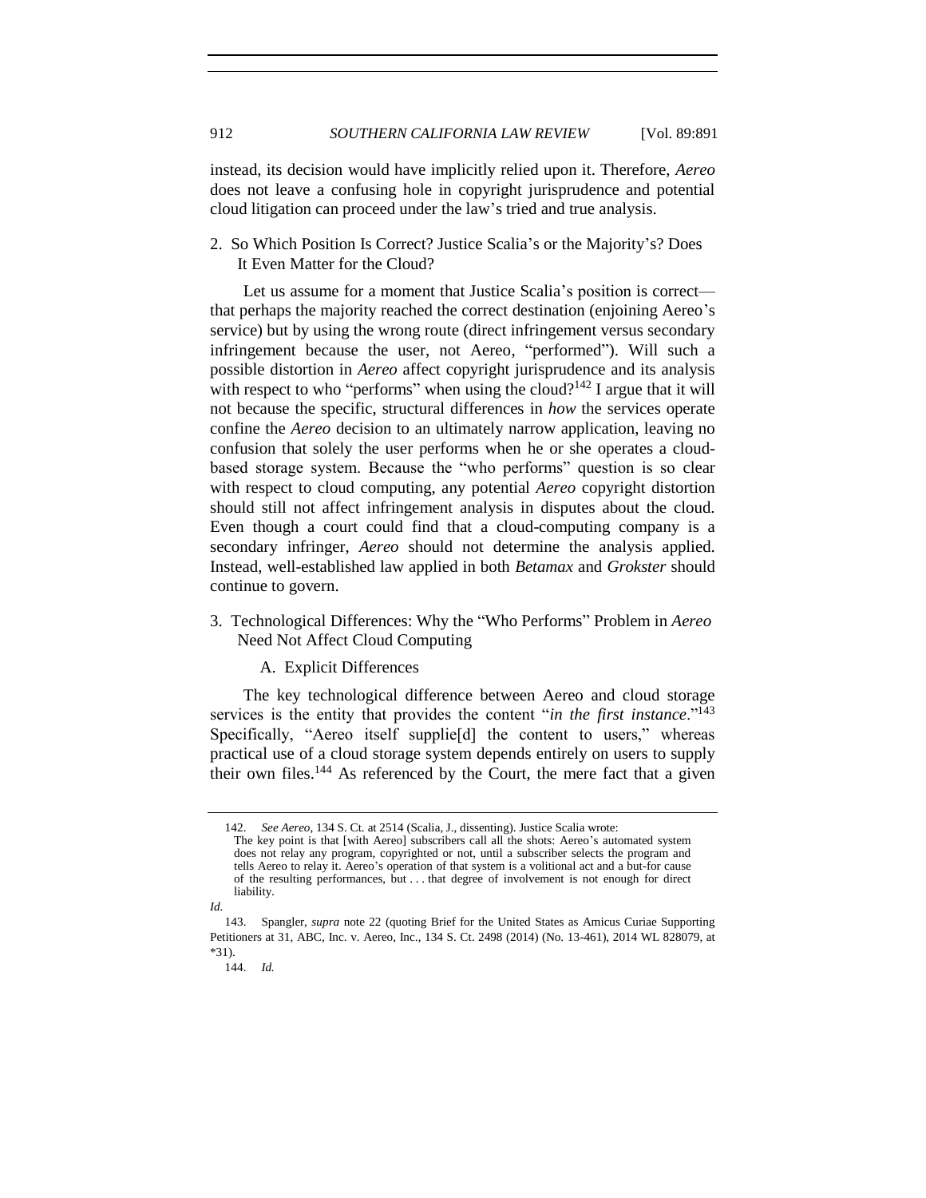instead, its decision would have implicitly relied upon it. Therefore, *Aereo* does not leave a confusing hole in copyright jurisprudence and potential cloud litigation can proceed under the law's tried and true analysis.

### 2. So Which Position Is Correct? Justice Scalia's or the Majority's? Does It Even Matter for the Cloud?

Let us assume for a moment that Justice Scalia's position is correct—that perhaps the majority reached the correct destination (enjoining Aereo's service) but by using the wrong route (direct infringement versus secondary infringement because the user, not Aereo, "performed"). Will such a possible distortion in *Aereo* affect copyright jurisprudence and its analysis with respect to who "performs" when using the cloud?[142] I argue that it will not because the specific, structural differences in *how* the services operate confine the *Aereo* decision to an ultimately narrow application, leaving no confusion that solely the user performs when he or she operates a cloud-based storage system. Because the "who performs" question is so clear with respect to cloud computing, any potential *Aereo* copyright distortion should still not affect infringement analysis in disputes about the cloud. Even though a court could find that a cloud-computing company is a secondary infringer, *Aereo* should not determine the analysis applied. Instead, well-established law applied in both *Betamax* and *Grokster* should continue to govern.

### 3. Technological Differences: Why the "Who Performs" Problem in *Aereo* Need Not Affect Cloud Computing

#### A. Explicit Differences

The key technological difference between Aereo and cloud storage services is the entity that provides the content "*in the first instance*."[143] Specifically, "Aereo itself supplie[d] the content to users," whereas practical use of a cloud storage system depends entirely on users to supply their own files.[144] As referenced by the Court, the mere fact that a given

---

142. *See Aereo*, 134 S. Ct. at 2514 (Scalia, J., dissenting). Justice Scalia wrote:

> The key point is that [with Aereo] subscribers call all the shots: Aereo's automated system does not relay any program, copyrighted or not, until a subscriber selects the program and tells Aereo to relay it. Aereo's operation of that system is a volitional act and a but-for cause of the resulting performances, but . . . that degree of involvement is not enough for direct liability.

*Id.*

143. Spangler, *supra* note 22 (quoting Brief for the United States as Amicus Curiae Supporting Petitioners at 31, ABC, Inc. v. Aereo, Inc., 134 S. Ct. 2498 (2014) (No. 13-461), 2014 WL 828079, at *31).

144. *Id.*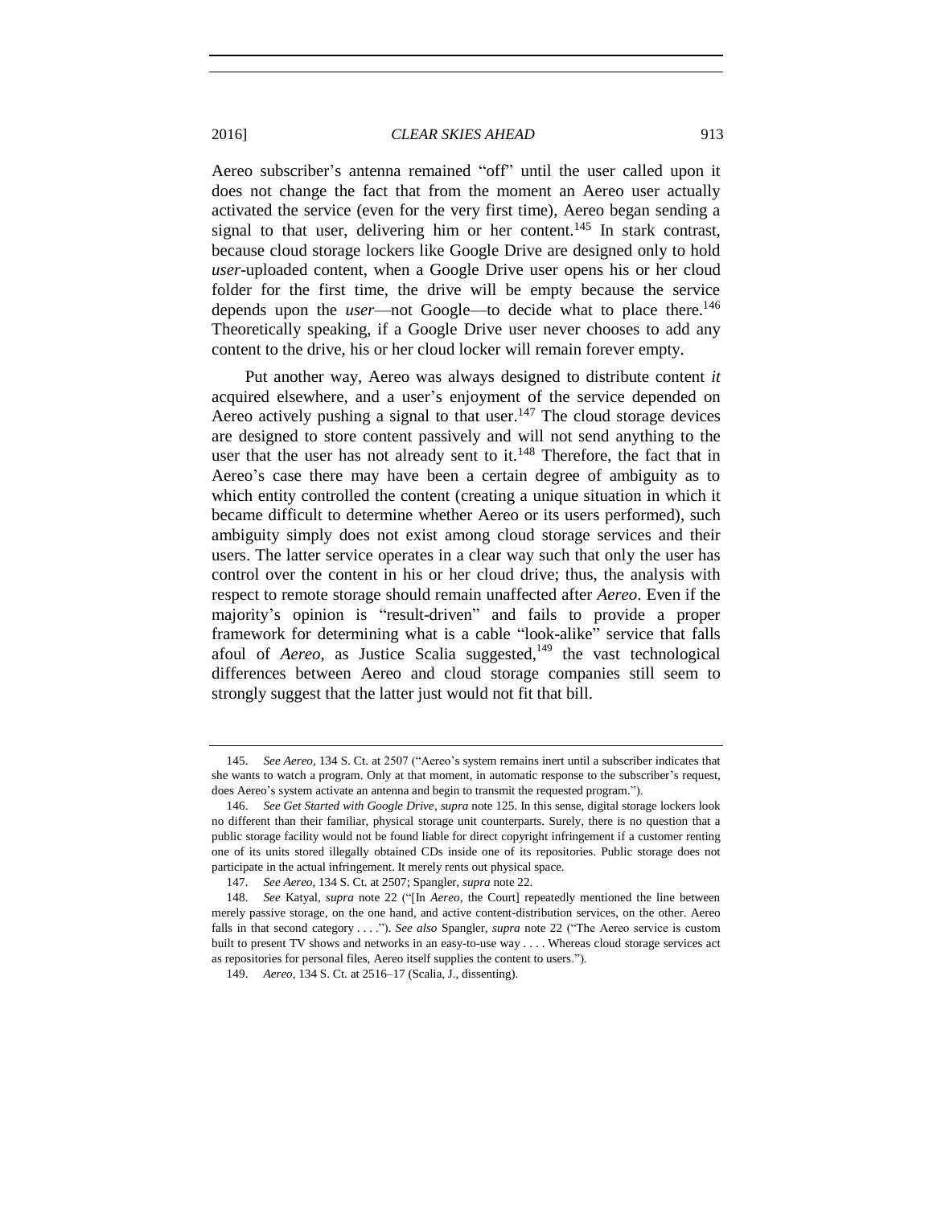Aereo subscriber's antenna remained "off" until the user called upon it does not change the fact that from the moment an Aereo user actually activated the service (even for the very first time), Aereo began sending a signal to that user, delivering him or her content.[145] In stark contrast, because cloud storage lockers like Google Drive are designed only to hold *user*-uploaded content, when a Google Drive user opens his or her cloud folder for the first time, the drive will be empty because the service depends upon the *user*—not Google—to decide what to place there.[146] Theoretically speaking, if a Google Drive user never chooses to add any content to the drive, his or her cloud locker will remain forever empty.

Put another way, Aereo was always designed to distribute content *it* acquired elsewhere, and a user's enjoyment of the service depended on Aereo actively pushing a signal to that user.[147] The cloud storage devices are designed to store content passively and will not send anything to the user that the user has not already sent to it.[148] Therefore, the fact that in Aereo's case there may have been a certain degree of ambiguity as to which entity controlled the content (creating a unique situation in which it became difficult to determine whether Aereo or its users performed), such ambiguity simply does not exist among cloud storage services and their users. The latter service operates in a clear way such that only the user has control over the content in his or her cloud drive; thus, the analysis with respect to remote storage should remain unaffected after *Aereo*. Even if the majority's opinion is "result-driven" and fails to provide a proper framework for determining what is a cable "look-alike" service that falls afoul of *Aereo*, as Justice Scalia suggested,[149] the vast technological differences between Aereo and cloud storage companies still seem to strongly suggest that the latter just would not fit that bill.

---

145. *See Aereo*, 134 S. Ct. at 2507 ("Aereo's system remains inert until a subscriber indicates that she wants to watch a program. Only at that moment, in automatic response to the subscriber's request, does Aereo's system activate an antenna and begin to transmit the requested program.").

146. *See Get Started with Google Drive*, *supra* note 125. In this sense, digital storage lockers look no different than their familiar, physical storage unit counterparts. Surely, there is no question that a public storage facility would not be found liable for direct copyright infringement if a customer renting one of its units stored illegally obtained CDs inside one of its repositories. Public storage does not participate in the actual infringement. It merely rents out physical space.

147. *See Aereo*, 134 S. Ct. at 2507; Spangler, *supra* note 22.

148. *See* Katyal, *supra* note 22 ("[In *Aereo*, the Court] repeatedly mentioned the line between merely passive storage, on the one hand, and active content-distribution services, on the other. Aereo falls in that second category . . . ."). *See also* Spangler, *supra* note 22 ("The Aereo service is custom built to present TV shows and networks in an easy-to-use way . . . . Whereas cloud storage services act as repositories for personal files, Aereo itself supplies the content to users.").

149. *Aereo*, 134 S. Ct. at 2516–17 (Scalia, J., dissenting).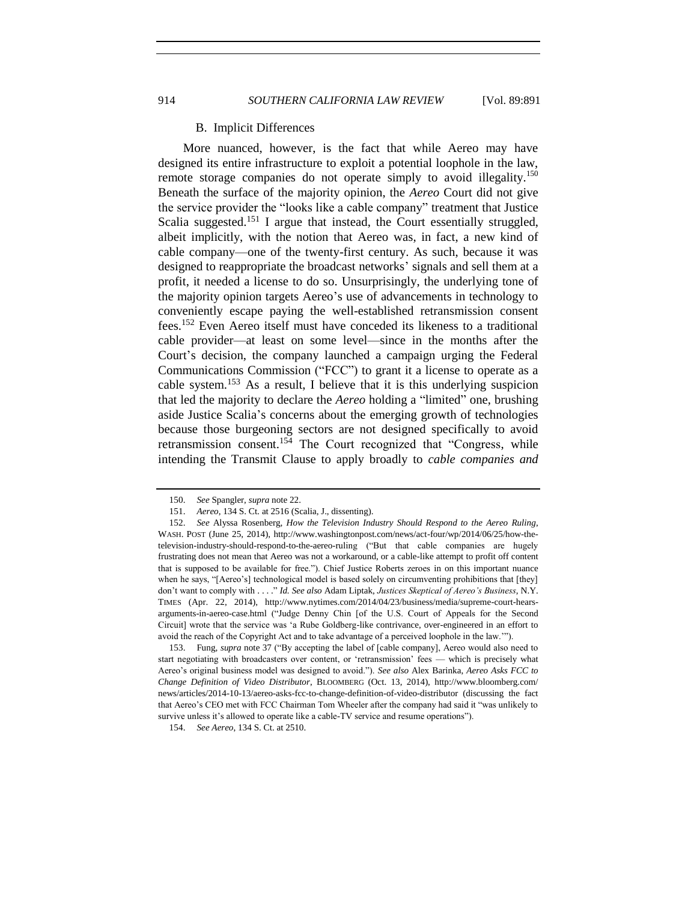### B. Implicit Differences

More nuanced, however, is the fact that while Aereo may have designed its entire infrastructure to exploit a potential loophole in the law, remote storage companies do not operate simply to avoid illegality.[150] Beneath the surface of the majority opinion, the *Aereo* Court did not give the service provider the "looks like a cable company" treatment that Justice Scalia suggested.[151] I argue that instead, the Court essentially struggled, albeit implicitly, with the notion that Aereo was, in fact, a new kind of cable company—one of the twenty-first century. As such, because it was designed to reappropriate the broadcast networks' signals and sell them at a profit, it needed a license to do so. Unsurprisingly, the underlying tone of the majority opinion targets Aereo's use of advancements in technology to conveniently escape paying the well-established retransmission consent fees.[152] Even Aereo itself must have conceded its likeness to a traditional cable provider—at least on some level—since in the months after the Court's decision, the company launched a campaign urging the Federal Communications Commission ("FCC") to grant it a license to operate as a cable system.[153] As a result, I believe that it is this underlying suspicion that led the majority to declare the *Aereo* holding a "limited" one, brushing aside Justice Scalia's concerns about the emerging growth of technologies because those burgeoning sectors are not designed specifically to avoid retransmission consent.[154] The Court recognized that "Congress, while intending the Transmit Clause to apply broadly to *cable companies and*

---

150. *See* Spangler, *supra* note 22.

151. *Aereo*, 134 S. Ct. at 2516 (Scalia, J., dissenting).

152. *See* Alyssa Rosenberg, *How the Television Industry Should Respond to the Aereo Ruling*, WASH. POST (June 25, 2014), http://www.washingtonpost.com/news/act-four/wp/2014/06/25/how-the-television-industry-should-respond-to-the-aereo-ruling ("But that cable companies are hugely frustrating does not mean that Aereo was not a workaround, or a cable-like attempt to profit off content that is supposed to be available for free."). Chief Justice Roberts zeroes in on this important nuance when he says, "[Aereo's] technological model is based solely on circumventing prohibitions that [they] don't want to comply with . . . ." *Id. See also* Adam Liptak, *Justices Skeptical of Aereo's Business*, N.Y. TIMES (Apr. 22, 2014), http://www.nytimes.com/2014/04/23/business/media/supreme-court-hears-arguments-in-aereo-case.html ("Judge Denny Chin [of the U.S. Court of Appeals for the Second Circuit] wrote that the service was 'a Rube Goldberg-like contrivance, over-engineered in an effort to avoid the reach of the Copyright Act and to take advantage of a perceived loophole in the law.'").

153. Fung, *supra* note 37 ("By accepting the label of [cable company], Aereo would also need to start negotiating with broadcasters over content, or 'retransmission' fees — which is precisely what Aereo's original business model was designed to avoid."). *See also* Alex Barinka, *Aereo Asks FCC to Change Definition of Video Distributor*, BLOOMBERG (Oct. 13, 2014), http://www.bloomberg.com/news/articles/2014-10-13/aereo-asks-fcc-to-change-definition-of-video-distributor (discussing the fact that Aereo's CEO met with FCC Chairman Tom Wheeler after the company had said it "was unlikely to survive unless it's allowed to operate like a cable-TV service and resume operations").

154. *See Aereo*, 134 S. Ct. at 2510.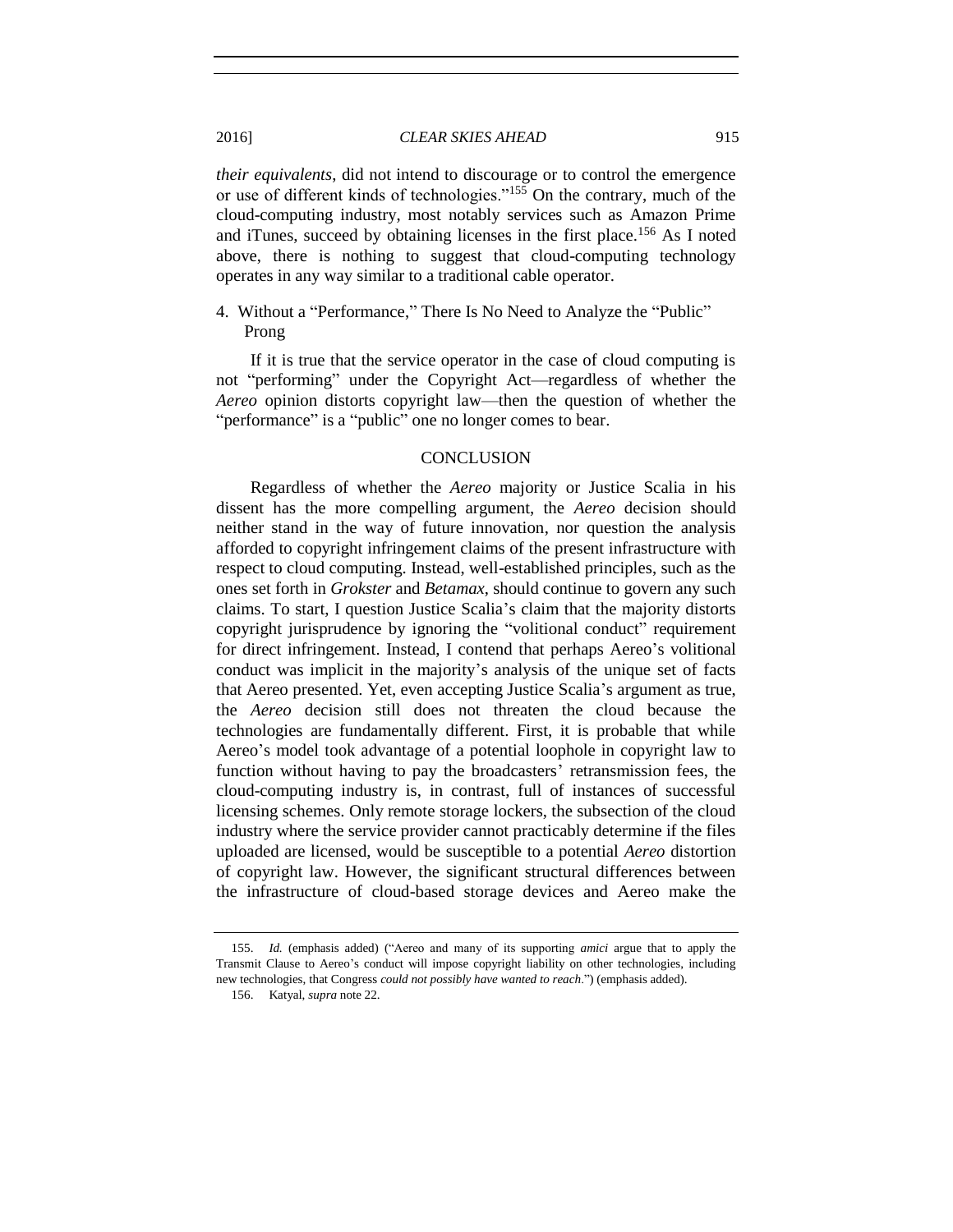*their equivalents*, did not intend to discourage or to control the emergence or use of different kinds of technologies."[155] On the contrary, much of the cloud-computing industry, most notably services such as Amazon Prime and iTunes, succeed by obtaining licenses in the first place.[156] As I noted above, there is nothing to suggest that cloud-computing technology operates in any way similar to a traditional cable operator.

4. Without a "Performance," There Is No Need to Analyze the "Public" Prong

If it is true that the service operator in the case of cloud computing is not "performing" under the Copyright Act—regardless of whether the *Aereo* opinion distorts copyright law—then the question of whether the "performance" is a "public" one no longer comes to bear.

## CONCLUSION

Regardless of whether the *Aereo* majority or Justice Scalia in his dissent has the more compelling argument, the *Aereo* decision should neither stand in the way of future innovation, nor question the analysis afforded to copyright infringement claims of the present infrastructure with respect to cloud computing. Instead, well-established principles, such as the ones set forth in *Grokster* and *Betamax*, should continue to govern any such claims. To start, I question Justice Scalia's claim that the majority distorts copyright jurisprudence by ignoring the "volitional conduct" requirement for direct infringement. Instead, I contend that perhaps Aereo's volitional conduct was implicit in the majority's analysis of the unique set of facts that Aereo presented. Yet, even accepting Justice Scalia's argument as true, the *Aereo* decision still does not threaten the cloud because the technologies are fundamentally different. First, it is probable that while Aereo's model took advantage of a potential loophole in copyright law to function without having to pay the broadcasters' retransmission fees, the cloud-computing industry is, in contrast, full of instances of successful licensing schemes. Only remote storage lockers, the subsection of the cloud industry where the service provider cannot practicably determine if the files uploaded are licensed, would be susceptible to a potential *Aereo* distortion of copyright law. However, the significant structural differences between the infrastructure of cloud-based storage devices and Aereo make the

---

155. *Id.* (emphasis added) ("Aereo and many of its supporting *amici* argue that to apply the Transmit Clause to Aereo's conduct will impose copyright liability on other technologies, including new technologies, that Congress *could not possibly have wanted to reach*.") (emphasis added).

156. Katyal, *supra* note 22.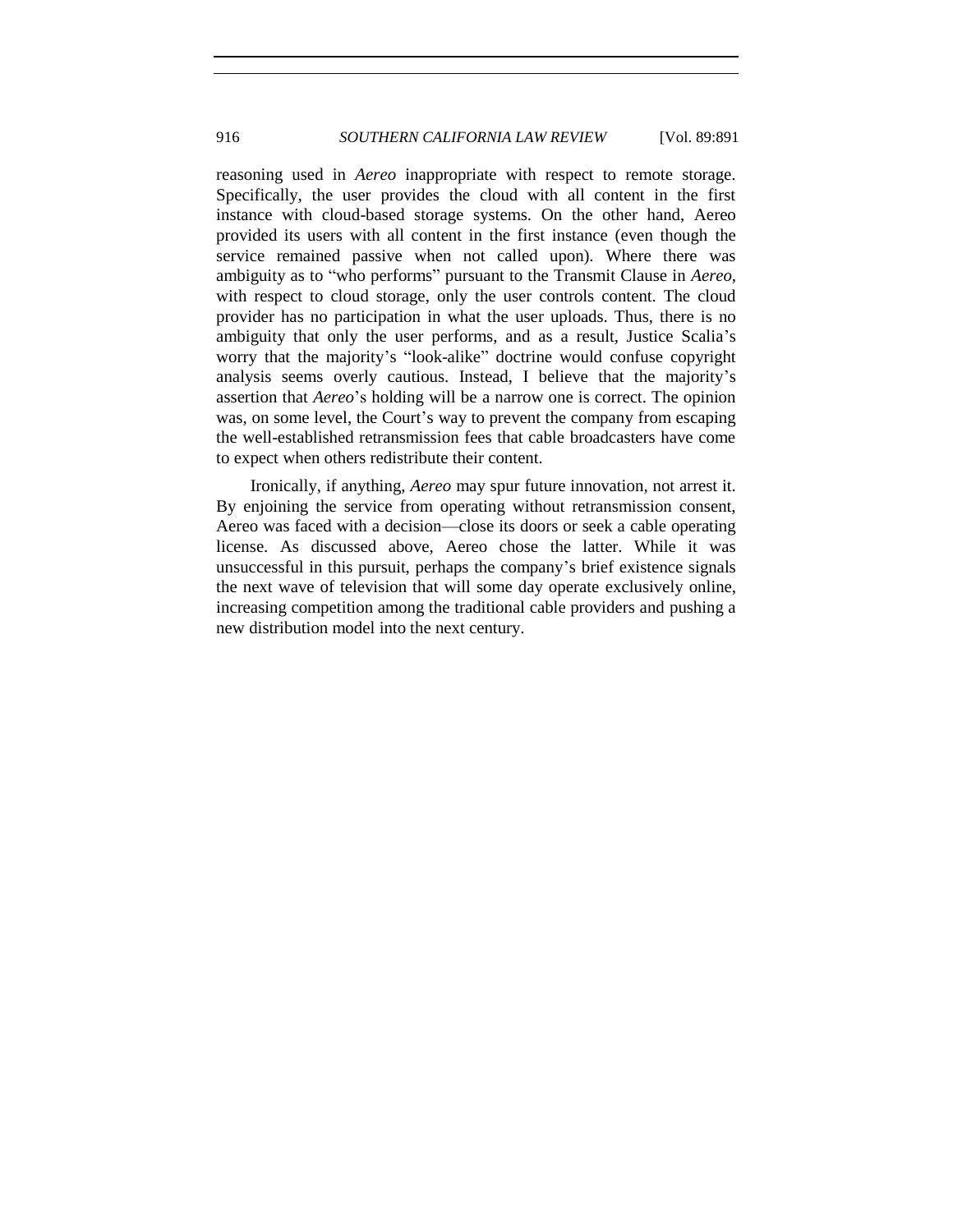reasoning used in *Aereo* inappropriate with respect to remote storage. Specifically, the user provides the cloud with all content in the first instance with cloud-based storage systems. On the other hand, Aereo provided its users with all content in the first instance (even though the service remained passive when not called upon). Where there was ambiguity as to "who performs" pursuant to the Transmit Clause in *Aereo*, with respect to cloud storage, only the user controls content. The cloud provider has no participation in what the user uploads. Thus, there is no ambiguity that only the user performs, and as a result, Justice Scalia's worry that the majority's "look-alike" doctrine would confuse copyright analysis seems overly cautious. Instead, I believe that the majority's assertion that *Aereo*'s holding will be a narrow one is correct. The opinion was, on some level, the Court's way to prevent the company from escaping the well-established retransmission fees that cable broadcasters have come to expect when others redistribute their content.

Ironically, if anything, *Aereo* may spur future innovation, not arrest it. By enjoining the service from operating without retransmission consent, Aereo was faced with a decision—close its doors or seek a cable operating license. As discussed above, Aereo chose the latter. While it was unsuccessful in this pursuit, perhaps the company's brief existence signals the next wave of television that will some day operate exclusively online, increasing competition among the traditional cable providers and pushing a new distribution model into the next century.